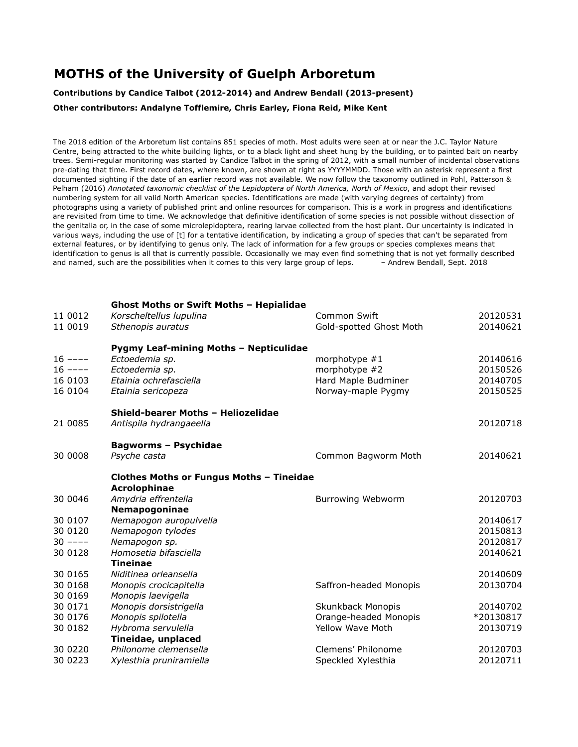# MOTHS of the University of Guelph Arboretum

**Contributions by Candice Talbot (2012-2014) and Andrew Bendall (2013-present)**

**Other contributors: Andalyne Tofflemire, Chris Earley, Fiona Reid, Mike Kent**

The 2018 edition of the Arboretum list contains 851 species of moth. Most adults were seen at or near the J.C. Taylor Nature Centre, being attracted to the white building lights, or to a black light and sheet hung by the building, or to painted bait on nearby trees. Semi-regular monitoring was started by Candice Talbot in the spring of 2012, with a small number of incidental observations pre-dating that time. First record dates, where known, are shown at right as YYYYMMDD. Those with an asterisk represent a first documented sighting if the date of an earlier record was not available. We now follow the taxonomy outlined in Pohl, Patterson & Pelham (2016) *Annotated taxonomic checklist of the Lepidoptera of North America, North of Mexico*, and adopt their revised numbering system for all valid North American species. Identifications are made (with varying degrees of certainty) from photographs using a variety of published print and online resources for comparison. This is a work in progress and identifications are revisited from time to time. We acknowledge that definitive identification of some species is not possible without dissection of the genitalia or, in the case of some microlepidoptera, rearing larvae collected from the host plant. Our uncertainty is indicated in various ways, including the use of [t] for a tentative identification, by indicating a group of species that can't be separated from external features, or by identifying to genus only. The lack of information for a few groups or species complexes means that identification to genus is all that is currently possible. Occasionally we may even find something that is not yet formally described and named, such are the possibilities when it comes to this very large group of leps. – Andrew Bendall, Sept. 2018

| | | | |
|---|---|---|---|
| | **Ghost Moths or Swift Moths – Hepialidae** | | |
| 11 0012 | *Korscheltellus lupulina* | Common Swift | 20120531 |
| 11 0019 | *Sthenopis auratus* | Gold-spotted Ghost Moth | 20140621 |
| | **Pygmy Leaf-mining Moths – Nepticulidae** | | |
| 16 –––– | *Ectoedemia sp.* | morphotype #1 | 20140616 |
| 16 –––– | *Ectoedemia sp.* | morphotype #2 | 20150526 |
| 16 0103 | *Etainia ochrefasciella* | Hard Maple Budminer | 20140705 |
| 16 0104 | *Etainia sericopeza* | Norway-maple Pygmy | 20150525 |
| | **Shield-bearer Moths – Heliozelidae** | | |
| 21 0085 | *Antispila hydrangaeella* | | 20120718 |
| | **Bagworms – Psychidae** | | |
| 30 0008 | *Psyche casta* | Common Bagworm Moth | 20140621 |
| | **Clothes Moths or Fungus Moths – Tineidae** | | |
| | **Acrolophinae** | | |
| 30 0046 | *Amydria effrentella* | Burrowing Webworm | 20120703 |
| | **Nemapogoninae** | | |
| 30 0107 | *Nemapogon auropulvella* | | 20140617 |
| 30 0120 | *Nemapogon tylodes* | | 20150813 |
| 30 –––– | *Nemapogon sp.* | | 20120817 |
| 30 0128 | *Homosetia bifasciella* | | 20140621 |
| | **Tineinae** | | |
| 30 0165 | *Niditinea orleansella* | | 20140609 |
| 30 0168 | *Monopis crocicapitella* | Saffron-headed Monopis | 20130704 |
| 30 0169 | *Monopis laevigella* | | |
| 30 0171 | *Monopis dorsistrigella* | Skunkback Monopis | 20140702 |
| 30 0176 | *Monopis spilotella* | Orange-headed Monopis | *20130817 |
| 30 0182 | *Hybroma servulella* | Yellow Wave Moth | 20130719 |
| | **Tineidae, unplaced** | | |
| 30 0220 | *Philonome clemensella* | Clemens' Philonome | 20120703 |
| 30 0223 | *Xylesthia pruniramiella* | Speckled Xylesthia | 20120711 |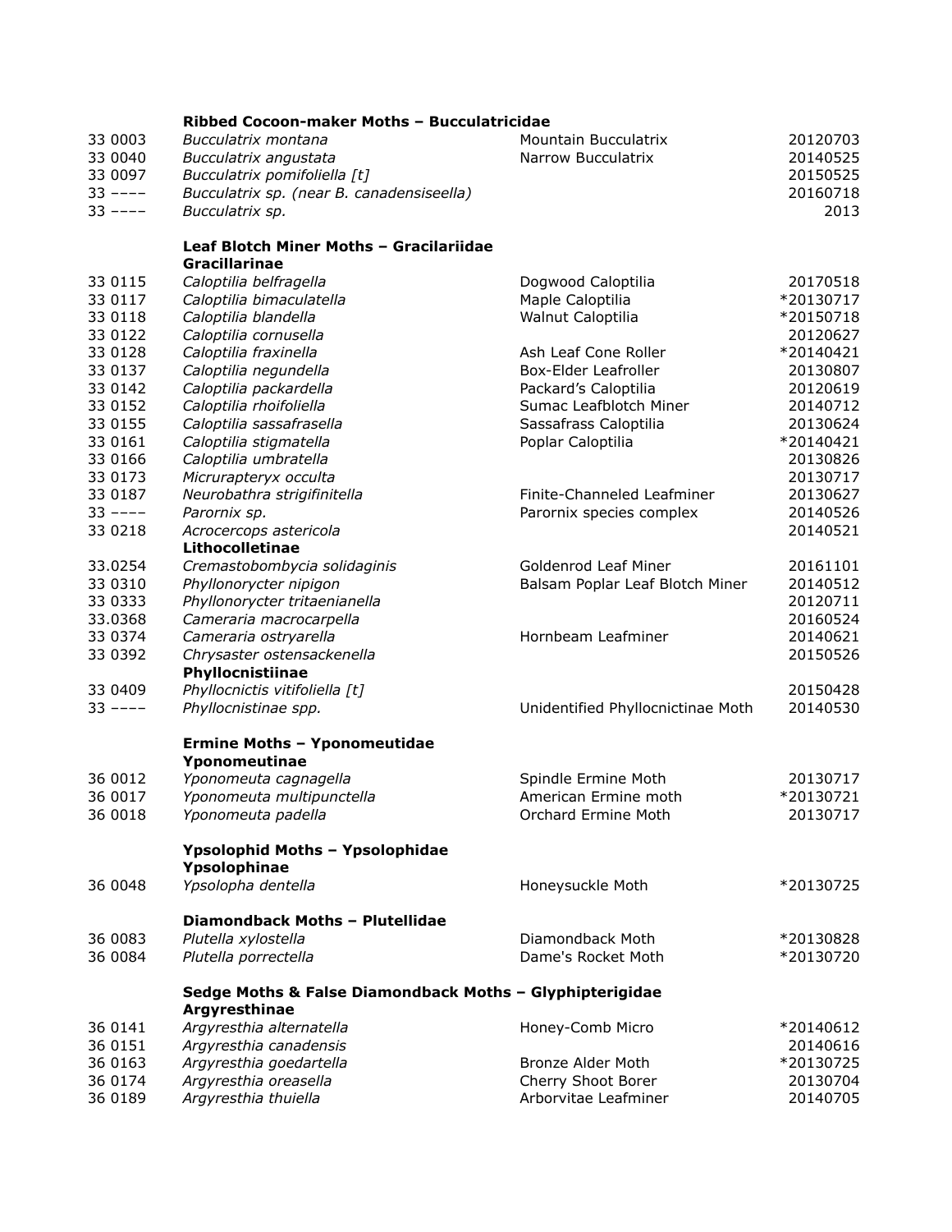**Ribbed Cocoon-maker Moths – Bucculatricidae**

| | | | |
|---|---|---|---|
| 33 0003 | *Bucculatrix montana* | Mountain Bucculatrix | 20120703 |
| 33 0040 | *Bucculatrix angustata* | Narrow Bucculatrix | 20140525 |
| 33 0097 | *Bucculatrix pomifoliella [t]* | | 20150525 |
| 33 –––– | *Bucculatrix sp. (near B. canadensiseella)* | | 20160718 |
| 33 –––– | *Bucculatrix sp.* | | 2013 |

**Leaf Blotch Miner Moths – Gracilariidae**

**Gracillarinae**

| | | | |
|---|---|---|---|
| 33 0115 | *Caloptilia belfragella* | Dogwood Caloptilia | 20170518 |
| 33 0117 | *Caloptilia bimaculatella* | Maple Caloptilia | *20130717 |
| 33 0118 | *Caloptilia blandella* | Walnut Caloptilia | *20150718 |
| 33 0122 | *Caloptilia cornusella* | | 20120627 |
| 33 0128 | *Caloptilia fraxinella* | Ash Leaf Cone Roller | *20140421 |
| 33 0137 | *Caloptilia negundella* | Box-Elder Leafroller | 20130807 |
| 33 0142 | *Caloptilia packardella* | Packard's Caloptilia | 20120619 |
| 33 0152 | *Caloptilia rhoifoliella* | Sumac Leafblotch Miner | 20140712 |
| 33 0155 | *Caloptilia sassafrasella* | Sassafrass Caloptilia | 20130624 |
| 33 0161 | *Caloptilia stigmatella* | Poplar Caloptilia | *20140421 |
| 33 0166 | *Caloptilia umbratella* | | 20130826 |
| 33 0173 | *Micrurapteryx occulta* | | 20130717 |
| 33 0187 | *Neurobathra strigifinitella* | Finite-Channeled Leafminer | 20130627 |
| 33 –––– | *Parornix sp.* | Parornix species complex | 20140526 |
| 33 0218 | *Acrocercops astericola* | | 20140521 |

**Lithocolletinae**

| | | | |
|---|---|---|---|
| 33.0254 | *Cremastobombycia solidaginis* | Goldenrod Leaf Miner | 20161101 |
| 33 0310 | *Phyllonorycter nipigon* | Balsam Poplar Leaf Blotch Miner | 20140512 |
| 33 0333 | *Phyllonorycter tritaenianella* | | 20120711 |
| 33.0368 | *Cameraria macrocarpella* | | 20160524 |
| 33 0374 | *Cameraria ostryarella* | Hornbeam Leafminer | 20140621 |
| 33 0392 | *Chrysaster ostensackenella* | | 20150526 |

**Phyllocnistiinae**

| | | | |
|---|---|---|---|
| 33 0409 | *Phyllocnictis vitifoliella [t]* | | 20150428 |
| 33 –––– | *Phyllocnistinae spp.* | Unidentified Phyllocnictinae Moth | 20140530 |

**Ermine Moths – Yponomeutidae**

**Yponomeutinae**

| | | | |
|---|---|---|---|
| 36 0012 | *Yponomeuta cagnagella* | Spindle Ermine Moth | 20130717 |
| 36 0017 | *Yponomeuta multipunctella* | American Ermine moth | *20130721 |
| 36 0018 | *Yponomeuta padella* | Orchard Ermine Moth | 20130717 |

**Ypsolophid Moths – Ypsolophidae**

**Ypsolophinae**

| | | | |
|---|---|---|---|
| 36 0048 | *Ypsolopha dentella* | Honeysuckle Moth | *20130725 |

**Diamondback Moths – Plutellidae**

| | | | |
|---|---|---|---|
| 36 0083 | *Plutella xylostella* | Diamondback Moth | *20130828 |
| 36 0084 | *Plutella porrectella* | Dame's Rocket Moth | *20130720 |

**Sedge Moths & False Diamondback Moths – Glyphipterigidae**

**Argyresthinae**

| | | | |
|---|---|---|---|
| 36 0141 | *Argyresthia alternatella* | Honey-Comb Micro | *20140612 |
| 36 0151 | *Argyresthia canadensis* | | 20140616 |
| 36 0163 | *Argyresthia goedartella* | Bronze Alder Moth | *20130725 |
| 36 0174 | *Argyresthia oreasella* | Cherry Shoot Borer | 20130704 |
| 36 0189 | *Argyresthia thuiella* | Arborvitae Leafminer | 20140705 |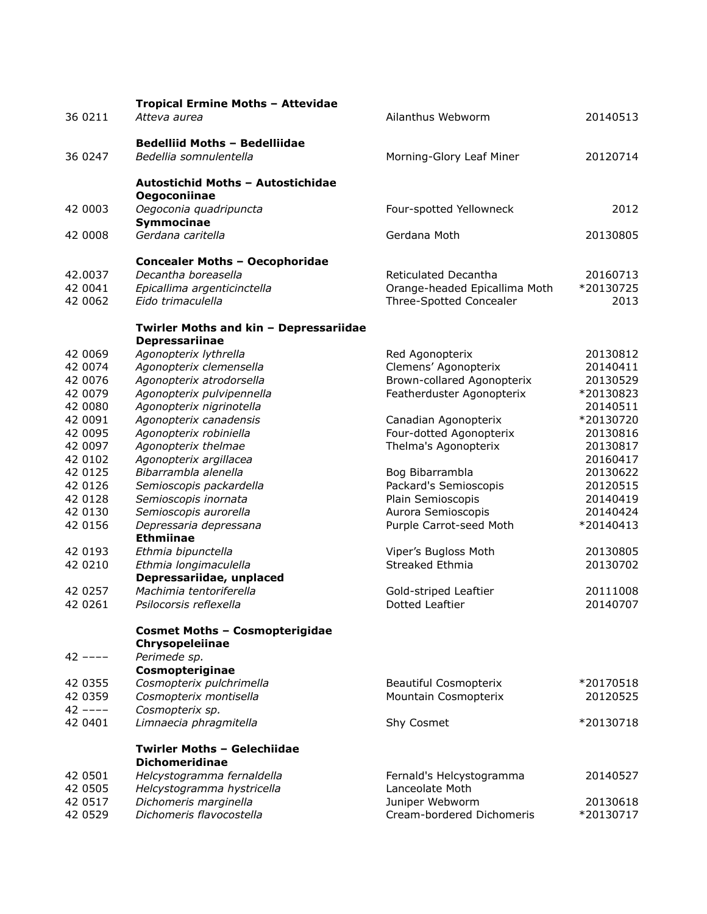| | | | |
|---|---|---|---|
| | **Tropical Ermine Moths – Attevidae** | | |
| 36 0211 | *Atteva aurea* | Ailanthus Webworm | 20140513 |
| | **Bedelliid Moths – Bedelliidae** | | |
| 36 0247 | *Bedellia somnulentella* | Morning-Glory Leaf Miner | 20120714 |
| | **Autostichid Moths – Autostichidae** | | |
| | **Oegoconiinae** | | |
| 42 0003 | *Oegoconia quadripuncta* | Four-spotted Yellowneck | 2012 |
| | **Symmocinae** | | |
| 42 0008 | *Gerdana caritella* | Gerdana Moth | 20130805 |
| | **Concealer Moths – Oecophoridae** | | |
| 42.0037 | *Decantha boreasella* | Reticulated Decantha | 20160713 |
| 42 0041 | *Epicallima argenticinctella* | Orange-headed Epicallima Moth | *20130725 |
| 42 0062 | *Eido trimaculella* | Three-Spotted Concealer | 2013 |
| | **Twirler Moths and kin – Depressariidae** | | |
| | **Depressariinae** | | |
| 42 0069 | *Agonopterix lythrella* | Red Agonopterix | 20130812 |
| 42 0074 | *Agonopterix clemensella* | Clemens' Agonopterix | 20140411 |
| 42 0076 | *Agonopterix atrodorsella* | Brown-collared Agonopterix | 20130529 |
| 42 0079 | *Agonopterix pulvipennella* | Featherduster Agonopterix | *20130823 |
| 42 0080 | *Agonopterix nigrinotella* | | 20140511 |
| 42 0091 | *Agonopterix canadensis* | Canadian Agonopterix | *20130720 |
| 42 0095 | *Agonopterix robiniella* | Four-dotted Agonopterix | 20130816 |
| 42 0097 | *Agonopterix thelmae* | Thelma's Agonopterix | 20130817 |
| 42 0102 | *Agonopterix argillacea* | | 20160417 |
| 42 0125 | *Bibarrambla alenella* | Bog Bibarrambla | 20130622 |
| 42 0126 | *Semioscopis packardella* | Packard's Semioscopis | 20120515 |
| 42 0128 | *Semioscopis inornata* | Plain Semioscopis | 20140419 |
| 42 0130 | *Semioscopis aurorella* | Aurora Semioscopis | 20140424 |
| 42 0156 | *Depressaria depressana* | Purple Carrot-seed Moth | *20140413 |
| | **Ethmiinae** | | |
| 42 0193 | *Ethmia bipunctella* | Viper's Bugloss Moth | 20130805 |
| 42 0210 | *Ethmia longimaculella* | Streaked Ethmia | 20130702 |
| | **Depressariidae, unplaced** | | |
| 42 0257 | *Machimia tentoriferella* | Gold-striped Leaftier | 20111008 |
| 42 0261 | *Psilocorsis reflexella* | Dotted Leaftier | 20140707 |
| | **Cosmet Moths – Cosmopterigidae** | | |
| | **Chrysopeleiinae** | | |
| 42 –––– | *Perimede sp.* | | |
| | **Cosmopteriginae** | | |
| 42 0355 | *Cosmopterix pulchrimella* | Beautiful Cosmopterix | *20170518 |
| 42 0359 | *Cosmopterix montisella* | Mountain Cosmopterix | 20120525 |
| 42 –––– | *Cosmopterix sp.* | | |
| 42 0401 | *Limnaecia phragmitella* | Shy Cosmet | *20130718 |
| | **Twirler Moths – Gelechiidae** | | |
| | **Dichomeridinae** | | |
| 42 0501 | *Helcystogramma fernaldella* | Fernald's Helcystogramma | 20140527 |
| 42 0505 | *Helcystogramma hystricella* | Lanceolate Moth | |
| 42 0517 | *Dichomeris marginella* | Juniper Webworm | 20130618 |
| 42 0529 | *Dichomeris flavocostella* | Cream-bordered Dichomeris | *20130717 |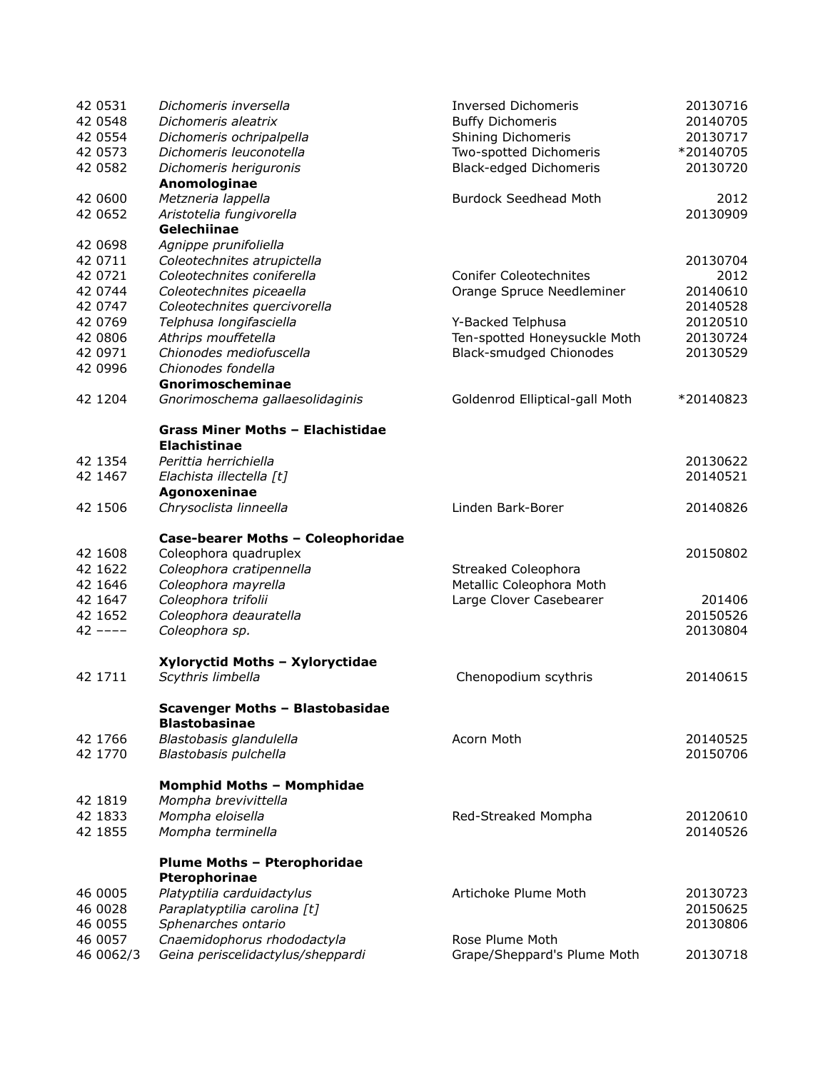| | | | |
|---|---|---|---|
| 42 0531 | *Dichomeris inversella* | Inversed Dichomeris | 20130716 |
| 42 0548 | *Dichomeris aleatrix* | Buffy Dichomeris | 20140705 |
| 42 0554 | *Dichomeris ochripalpella* | Shining Dichomeris | 20130717 |
| 42 0573 | *Dichomeris leuconotella* | Two-spotted Dichomeris | *20140705 |
| 42 0582 | *Dichomeris heriguronis* | Black-edged Dichomeris | 20130720 |
| | **Anomologinae** | | |
| 42 0600 | *Metzneria lappella* | Burdock Seedhead Moth | 2012 |
| 42 0652 | *Aristotelia fungivorella* | | 20130909 |
| | **Gelechiinae** | | |
| 42 0698 | *Agnippe prunifoliella* | | |
| 42 0711 | *Coleotechnites atrupictella* | | 20130704 |
| 42 0721 | *Coleotechnites coniferella* | Conifer Coleotechnites | 2012 |
| 42 0744 | *Coleotechnites piceaella* | Orange Spruce Needleminer | 20140610 |
| 42 0747 | *Coleotechnites quercivorella* | | 20140528 |
| 42 0769 | *Telphusa longifasciella* | Y-Backed Telphusa | 20120510 |
| 42 0806 | *Athrips mouffetella* | Ten-spotted Honeysuckle Moth | 20130724 |
| 42 0971 | *Chionodes mediofuscella* | Black-smudged Chionodes | 20130529 |
| 42 0996 | *Chionodes fondella* | | |
| | **Gnorimoscheminae** | | |
| 42 1204 | *Gnorimoschema gallaesolidaginis* | Goldenrod Elliptical-gall Moth | *20140823 |
| | | | |
| | **Grass Miner Moths – Elachistidae** | | |
| | **Elachistinae** | | |
| 42 1354 | *Perittia herrichiella* | | 20130622 |
| 42 1467 | *Elachista illectella [t]* | | 20140521 |
| | **Agonoxeninae** | | |
| 42 1506 | *Chrysoclista linneella* | Linden Bark-Borer | 20140826 |
| | | | |
| | **Case-bearer Moths – Coleophoridae** | | |
| 42 1608 | Coleophora quadruplex | | 20150802 |
| 42 1622 | *Coleophora cratipennella* | Streaked Coleophora | |
| 42 1646 | *Coleophora mayrella* | Metallic Coleophora Moth | |
| 42 1647 | *Coleophora trifolii* | Large Clover Casebearer | 201406 |
| 42 1652 | *Coleophora deauratella* | | 20150526 |
| 42 –––– | *Coleophora sp.* | | 20130804 |
| | | | |
| | **Xyloryctid Moths – Xyloryctidae** | | |
| 42 1711 | *Scythris limbella* | Chenopodium scythris | 20140615 |
| | | | |
| | **Scavenger Moths – Blastobasidae** | | |
| | **Blastobasinae** | | |
| 42 1766 | *Blastobasis glandulella* | Acorn Moth | 20140525 |
| 42 1770 | *Blastobasis pulchella* | | 20150706 |
| | | | |
| | **Momphid Moths – Momphidae** | | |
| 42 1819 | *Mompha brevivittella* | | |
| 42 1833 | *Mompha eloisella* | Red-Streaked Mompha | 20120610 |
| 42 1855 | *Mompha terminella* | | 20140526 |
| | | | |
| | **Plume Moths – Pterophoridae** | | |
| | **Pterophorinae** | | |
| 46 0005 | *Platyptilia carduidactylus* | Artichoke Plume Moth | 20130723 |
| 46 0028 | *Paraplatyptilia carolina [t]* | | 20150625 |
| 46 0055 | *Sphenarches ontario* | | 20130806 |
| 46 0057 | *Cnaemidophorus rhododactyla* | Rose Plume Moth | |
| 46 0062/3 | *Geina periscelidactylus/sheppardi* | Grape/Sheppard's Plume Moth | 20130718 |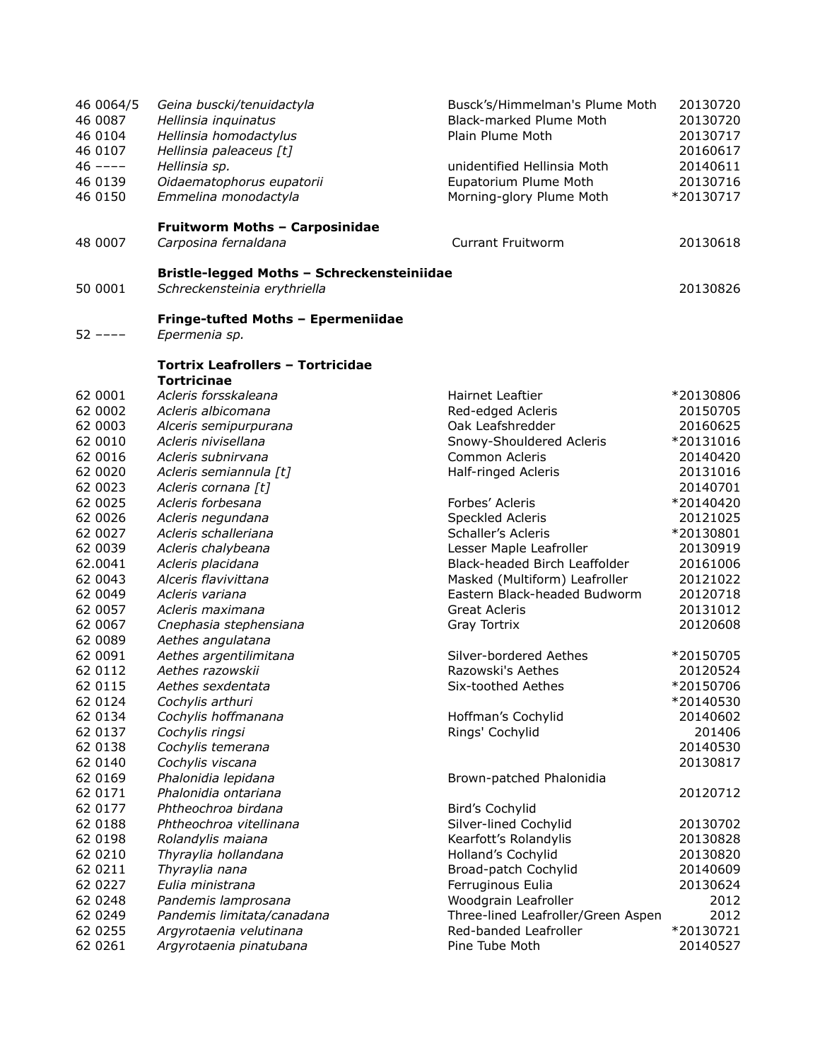| | | | |
|---|---|---|---|
| 46 0064/5 | *Geina buscki/tenuidactyla* | Busck's/Himmelman's Plume Moth | 20130720 |
| 46 0087 | *Hellinsia inquinatus* | Black-marked Plume Moth | 20130720 |
| 46 0104 | *Hellinsia homodactylus* | Plain Plume Moth | 20130717 |
| 46 0107 | *Hellinsia paleaceus [t]* | | 20160617 |
| 46 –––– | *Hellinsia sp.* | unidentified Hellinsia Moth | 20140611 |
| 46 0139 | *Oidaematophorus eupatorii* | Eupatorium Plume Moth | 20130716 |
| 46 0150 | *Emmelina monodactyla* | Morning-glory Plume Moth | *20130717 |

**Fruitworm Moths – Carposinidae**

| | | | |
|---|---|---|---|
| 48 0007 | *Carposina fernaldana* | Currant Fruitworm | 20130618 |

**Bristle-legged Moths – Schreckensteiniidae**

| | | | |
|---|---|---|---|
| 50 0001 | *Schreckensteinia erythriella* | | 20130826 |

**Fringe-tufted Moths – Epermeniidae**

| | | | |
|---|---|---|---|
| 52 –––– | *Epermenia sp.* | | |

**Tortrix Leafrollers – Tortricidae**

**Tortricinae**

| | | | |
|---|---|---|---|
| 62 0001 | *Acleris forsskaleana* | Hairnet Leaftier | *20130806 |
| 62 0002 | *Acleris albicomana* | Red-edged Acleris | 20150705 |
| 62 0003 | *Alceris semipurpurana* | Oak Leafshredder | 20160625 |
| 62 0010 | *Acleris nivisellana* | Snowy-Shouldered Acleris | *20131016 |
| 62 0016 | *Acleris subnirvana* | Common Acleris | 20140420 |
| 62 0020 | *Acleris semiannula [t]* | Half-ringed Acleris | 20131016 |
| 62 0023 | *Acleris cornana [t]* | | 20140701 |
| 62 0025 | *Acleris forbesana* | Forbes' Acleris | *20140420 |
| 62 0026 | *Acleris negundana* | Speckled Acleris | 20121025 |
| 62 0027 | *Acleris schalleriana* | Schaller's Acleris | *20130801 |
| 62 0039 | *Acleris chalybeana* | Lesser Maple Leafroller | 20130919 |
| 62.0041 | *Acleris placidana* | Black-headed Birch Leaffolder | 20161006 |
| 62 0043 | *Alceris flavivittana* | Masked (Multiform) Leafroller | 20121022 |
| 62 0049 | *Acleris variana* | Eastern Black-headed Budworm | 20120718 |
| 62 0057 | *Acleris maximana* | Great Acleris | 20131012 |
| 62 0067 | *Cnephasia stephensiana* | Gray Tortrix | 20120608 |
| 62 0089 | *Aethes angulatana* | | |
| 62 0091 | *Aethes argentilimitana* | Silver-bordered Aethes | *20150705 |
| 62 0112 | *Aethes razowskii* | Razowski's Aethes | 20120524 |
| 62 0115 | *Aethes sexdentata* | Six-toothed Aethes | *20150706 |
| 62 0124 | *Cochylis arthuri* | | *20140530 |
| 62 0134 | *Cochylis hoffmanana* | Hoffman's Cochylid | 20140602 |
| 62 0137 | *Cochylis ringsi* | Rings' Cochylid | 201406 |
| 62 0138 | *Cochylis temerana* | | 20140530 |
| 62 0140 | *Cochylis viscana* | | 20130817 |
| 62 0169 | *Phalonidia lepidana* | Brown-patched Phalonidia | |
| 62 0171 | *Phalonidia ontariana* | | 20120712 |
| 62 0177 | *Phtheochroa birdana* | Bird's Cochylid | |
| 62 0188 | *Phtheochroa vitellinana* | Silver-lined Cochylid | 20130702 |
| 62 0198 | *Rolandylis maiana* | Kearfott's Rolandylis | 20130828 |
| 62 0210 | *Thyraylia hollandana* | Holland's Cochylid | 20130820 |
| 62 0211 | *Thyraylia nana* | Broad-patch Cochylid | 20140609 |
| 62 0227 | *Eulia ministrana* | Ferruginous Eulia | 20130624 |
| 62 0248 | *Pandemis lamprosana* | Woodgrain Leafroller | 2012 |
| 62 0249 | *Pandemis limitata/canadana* | Three-lined Leafroller/Green Aspen | 2012 |
| 62 0255 | *Argyrotaenia velutinana* | Red-banded Leafroller | *20130721 |
| 62 0261 | *Argyrotaenia pinatubana* | Pine Tube Moth | 20140527 |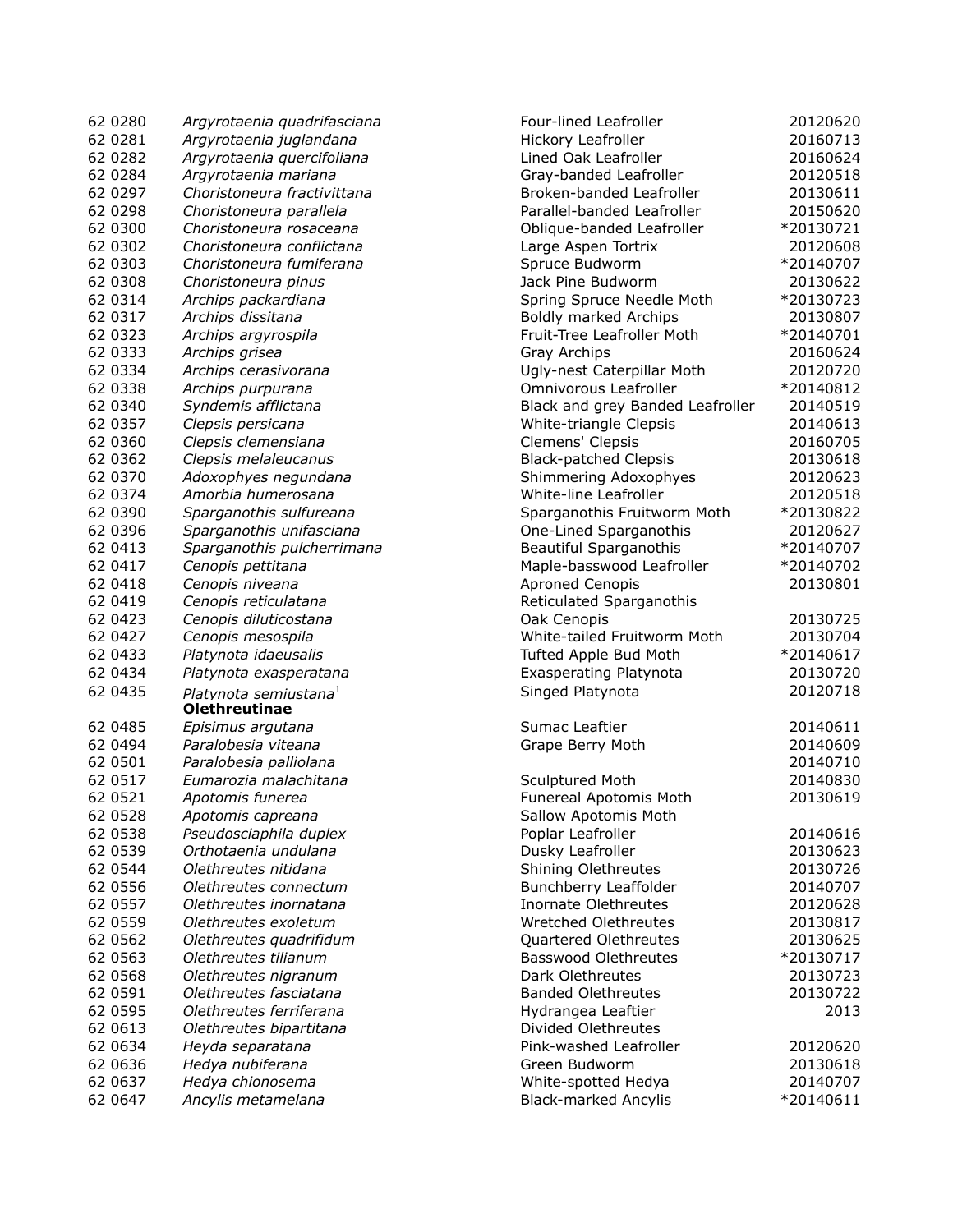| | | | |
|---|---|---|---|
| 62 0280 | *Argyrotaenia quadrifasciana* | Four-lined Leafroller | 20120620 |
| 62 0281 | *Argyrotaenia juglandana* | Hickory Leafroller | 20160713 |
| 62 0282 | *Argyrotaenia quercifoliana* | Lined Oak Leafroller | 20160624 |
| 62 0284 | *Argyrotaenia mariana* | Gray-banded Leafroller | 20120518 |
| 62 0297 | *Choristoneura fractivittana* | Broken-banded Leafroller | 20130611 |
| 62 0298 | *Choristoneura parallela* | Parallel-banded Leafroller | 20150620 |
| 62 0300 | *Choristoneura rosaceana* | Oblique-banded Leafroller | *20130721 |
| 62 0302 | *Choristoneura conflictana* | Large Aspen Tortrix | 20120608 |
| 62 0303 | *Choristoneura fumiferana* | Spruce Budworm | *20140707 |
| 62 0308 | *Choristoneura pinus* | Jack Pine Budworm | 20130622 |
| 62 0314 | *Archips packardiana* | Spring Spruce Needle Moth | *20130723 |
| 62 0317 | *Archips dissitana* | Boldly marked Archips | 20130807 |
| 62 0323 | *Archips argyrospila* | Fruit-Tree Leafroller Moth | *20140701 |
| 62 0333 | *Archips grisea* | Gray Archips | 20160624 |
| 62 0334 | *Archips cerasivorana* | Ugly-nest Caterpillar Moth | 20120720 |
| 62 0338 | *Archips purpurana* | Omnivorous Leafroller | *20140812 |
| 62 0340 | *Syndemis afflictana* | Black and grey Banded Leafroller | 20140519 |
| 62 0357 | *Clepsis persicana* | White-triangle Clepsis | 20140613 |
| 62 0360 | *Clepsis clemensiana* | Clemens' Clepsis | 20160705 |
| 62 0362 | *Clepsis melaleucanus* | Black-patched Clepsis | 20130618 |
| 62 0370 | *Adoxophyes negundana* | Shimmering Adoxophyes | 20120623 |
| 62 0374 | *Amorbia humerosana* | White-line Leafroller | 20120518 |
| 62 0390 | *Sparganothis sulfureana* | Sparganothis Fruitworm Moth | *20130822 |
| 62 0396 | *Sparganothis unifasciana* | One-Lined Sparganothis | 20120627 |
| 62 0413 | *Sparganothis pulcherrimana* | Beautiful Sparganothis | *20140707 |
| 62 0417 | *Cenopis pettitana* | Maple-basswood Leafroller | *20140702 |
| 62 0418 | *Cenopis niveana* | Aproned Cenopis | 20130801 |
| 62 0419 | *Cenopis reticulatana* | Reticulated Sparganothis | |
| 62 0423 | *Cenopis diluticostana* | Oak Cenopis | 20130725 |
| 62 0427 | *Cenopis mesospila* | White-tailed Fruitworm Moth | 20130704 |
| 62 0433 | *Platynota idaeusalis* | Tufted Apple Bud Moth | *20140617 |
| 62 0434 | *Platynota exasperatana* | Exasperating Platynota | 20130720 |
| 62 0435 | *Platynota semiustana*[1] | Singed Platynota | 20120718 |
| | **Olethreutinae** | | |
| 62 0485 | *Episimus argutana* | Sumac Leaftier | 20140611 |
| 62 0494 | *Paralobesia viteana* | Grape Berry Moth | 20140609 |
| 62 0501 | *Paralobesia palliolana* | | 20140710 |
| 62 0517 | *Eumarozia malachitana* | Sculptured Moth | 20140830 |
| 62 0521 | *Apotomis funerea* | Funereal Apotomis Moth | 20130619 |
| 62 0528 | *Apotomis capreana* | Sallow Apotomis Moth | |
| 62 0538 | *Pseudosciaphila duplex* | Poplar Leafroller | 20140616 |
| 62 0539 | *Orthotaenia undulana* | Dusky Leafroller | 20130623 |
| 62 0544 | *Olethreutes nitidana* | Shining Olethreutes | 20130726 |
| 62 0556 | *Olethreutes connectum* | Bunchberry Leaffolder | 20140707 |
| 62 0557 | *Olethreutes inornatana* | Inornate Olethreutes | 20120628 |
| 62 0559 | *Olethreutes exoletum* | Wretched Olethreutes | 20130817 |
| 62 0562 | *Olethreutes quadrifidum* | Quartered Olethreutes | 20130625 |
| 62 0563 | *Olethreutes tilianum* | Basswood Olethreutes | *20130717 |
| 62 0568 | *Olethreutes nigranum* | Dark Olethreutes | 20130723 |
| 62 0591 | *Olethreutes fasciatana* | Banded Olethreutes | 20130722 |
| 62 0595 | *Olethreutes ferriferana* | Hydrangea Leaftier | 2013 |
| 62 0613 | *Olethreutes bipartitana* | Divided Olethreutes | |
| 62 0634 | *Heyda separatana* | Pink-washed Leafroller | 20120620 |
| 62 0636 | *Hedya nubiferana* | Green Budworm | 20130618 |
| 62 0637 | *Hedya chionosema* | White-spotted Hedya | 20140707 |
| 62 0647 | *Ancylis metamelana* | Black-marked Ancylis | *20140611 |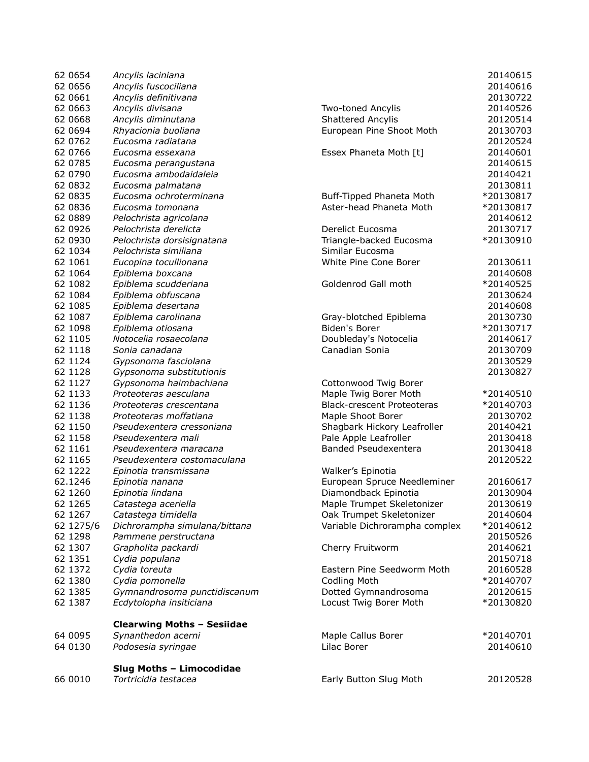| | | | |
|---|---|---|---|
| 62 0654 | *Ancylis laciniana* | | 20140615 |
| 62 0656 | *Ancylis fuscociliana* | | 20140616 |
| 62 0661 | *Ancylis definitivana* | | 20130722 |
| 62 0663 | *Ancylis divisana* | Two-toned Ancylis | 20140526 |
| 62 0668 | *Ancylis diminutana* | Shattered Ancylis | 20120514 |
| 62 0694 | *Rhyacionia buoliana* | European Pine Shoot Moth | 20130703 |
| 62 0762 | *Eucosma radiatana* | | 20120524 |
| 62 0766 | *Eucosma essexana* | Essex Phaneta Moth [t] | 20140601 |
| 62 0785 | *Eucosma perangustana* | | 20140615 |
| 62 0790 | *Eucosma ambodaidaleia* | | 20140421 |
| 62 0832 | *Eucosma palmatana* | | 20130811 |
| 62 0835 | *Eucosma ochroterminana* | Buff-Tipped Phaneta Moth | *20130817 |
| 62 0836 | *Eucosma tomonana* | Aster-head Phaneta Moth | *20130817 |
| 62 0889 | *Pelochrista agricolana* | | 20140612 |
| 62 0926 | *Pelochrista derelicta* | Derelict Eucosma | 20130717 |
| 62 0930 | *Pelochrista dorsisignatana* | Triangle-backed Eucosma | *20130910 |
| 62 1034 | *Pelochrista similiana* | Similar Eucosma | |
| 62 1061 | *Eucopina tocullionana* | White Pine Cone Borer | 20130611 |
| 62 1064 | *Epiblema boxcana* | | 20140608 |
| 62 1082 | *Epiblema scudderiana* | Goldenrod Gall moth | *20140525 |
| 62 1084 | *Epiblema obfuscana* | | 20130624 |
| 62 1085 | *Epiblema desertana* | | 20140608 |
| 62 1087 | *Epiblema carolinana* | Gray-blotched Epiblema | 20130730 |
| 62 1098 | *Epiblema otiosana* | Biden's Borer | *20130717 |
| 62 1105 | *Notocelia rosaecolana* | Doubleday's Notocelia | 20140617 |
| 62 1118 | *Sonia canadana* | Canadian Sonia | 20130709 |
| 62 1124 | *Gypsonoma fasciolana* | | 20130529 |
| 62 1128 | *Gypsonoma substitutionis* | | 20130827 |
| 62 1127 | *Gypsonoma haimbachiana* | Cottonwood Twig Borer | |
| 62 1133 | *Proteoteras aesculana* | Maple Twig Borer Moth | *20140510 |
| 62 1136 | *Proteoteras crescentana* | Black-crescent Proteoteras | *20140703 |
| 62 1138 | *Proteoteras moffatiana* | Maple Shoot Borer | 20130702 |
| 62 1150 | *Pseudexentera cressoniana* | Shagbark Hickory Leafroller | 20140421 |
| 62 1158 | *Pseudexentera mali* | Pale Apple Leafroller | 20130418 |
| 62 1161 | *Pseudexentera maracana* | Banded Pseudexentera | 20130418 |
| 62 1165 | *Pseudexentera costomaculana* | | 20120522 |
| 62 1222 | *Epinotia transmissana* | Walker's Epinotia | |
| 62.1246 | *Epinotia nanana* | European Spruce Needleminer | 20160617 |
| 62 1260 | *Epinotia lindana* | Diamondback Epinotia | 20130904 |
| 62 1265 | *Catastega aceriella* | Maple Trumpet Skeletonizer | 20130619 |
| 62 1267 | *Catastega timidella* | Oak Trumpet Skeletonizer | 20140604 |
| 62 1275/6 | *Dichrorampha simulana/bittana* | Variable Dichrorampha complex | *20140612 |
| 62 1298 | *Pammene perstructana* | | 20150526 |
| 62 1307 | *Grapholita packardi* | Cherry Fruitworm | 20140621 |
| 62 1351 | *Cydia populana* | | 20150718 |
| 62 1372 | *Cydia toreuta* | Eastern Pine Seedworm Moth | 20160528 |
| 62 1380 | *Cydia pomonella* | Codling Moth | *20140707 |
| 62 1385 | *Gymnandrosoma punctidiscanum* | Dotted Gymnandrosoma | 20120615 |
| 62 1387 | *Ecdytolopha insiticiana* | Locust Twig Borer Moth | *20130820 |
| | **Clearwing Moths – Sesiidae** | | |
| 64 0095 | *Synanthedon acerni* | Maple Callus Borer | *20140701 |
| 64 0130 | *Podosesia syringae* | Lilac Borer | 20140610 |
| | **Slug Moths – Limocodidae** | | |
| 66 0010 | *Tortricidia testacea* | Early Button Slug Moth | 20120528 |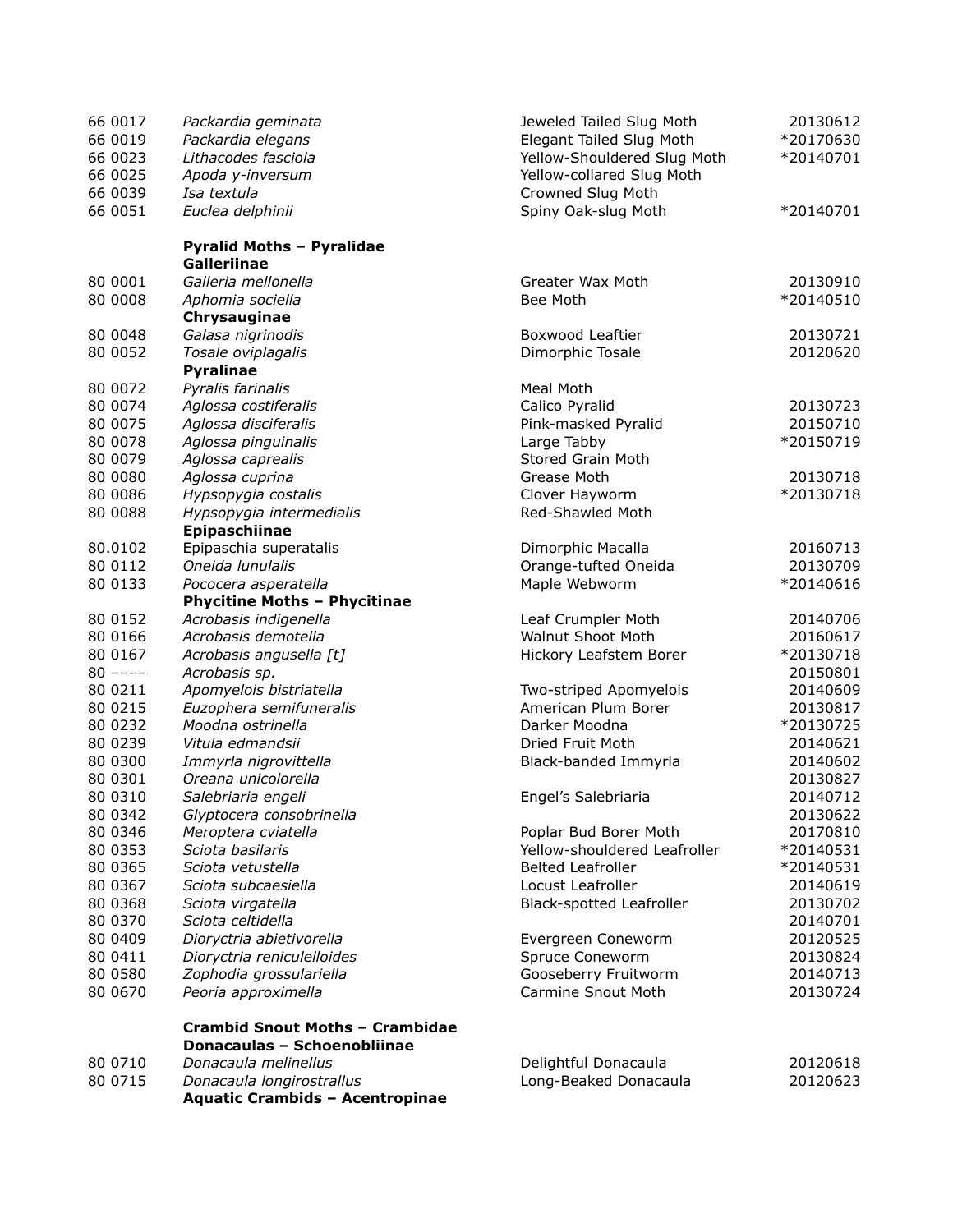| | | | |
|---|---|---|---|
| 66 0017 | *Packardia geminata* | Jeweled Tailed Slug Moth | 20130612 |
| 66 0019 | *Packardia elegans* | Elegant Tailed Slug Moth | *20170630 |
| 66 0023 | *Lithacodes fasciola* | Yellow-Shouldered Slug Moth | *20140701 |
| 66 0025 | *Apoda y-inversum* | Yellow-collared Slug Moth | |
| 66 0039 | *Isa textula* | Crowned Slug Moth | |
| 66 0051 | *Euclea delphinii* | Spiny Oak-slug Moth | *20140701 |
| | **Pyralid Moths – Pyralidae** | | |
| | **Galleriinae** | | |
| 80 0001 | *Galleria mellonella* | Greater Wax Moth | 20130910 |
| 80 0008 | *Aphomia sociella* | Bee Moth | *20140510 |
| | **Chrysauginae** | | |
| 80 0048 | *Galasa nigrinodis* | Boxwood Leaftier | 20130721 |
| 80 0052 | *Tosale oviplagalis* | Dimorphic Tosale | 20120620 |
| | **Pyralinae** | | |
| 80 0072 | *Pyralis farinalis* | Meal Moth | |
| 80 0074 | *Aglossa costiferalis* | Calico Pyralid | 20130723 |
| 80 0075 | *Aglossa disciferalis* | Pink-masked Pyralid | 20150710 |
| 80 0078 | *Aglossa pinguinalis* | Large Tabby | *20150719 |
| 80 0079 | *Aglossa caprealis* | Stored Grain Moth | |
| 80 0080 | *Aglossa cuprina* | Grease Moth | 20130718 |
| 80 0086 | *Hypsopygia costalis* | Clover Hayworm | *20130718 |
| 80 0088 | *Hypsopygia intermedialis* | Red-Shawled Moth | |
| | **Epipaschiinae** | | |
| 80.0102 | Epipaschia superatalis | Dimorphic Macalla | 20160713 |
| 80 0112 | *Oneida lunulalis* | Orange-tufted Oneida | 20130709 |
| 80 0133 | *Pococera asperatella* | Maple Webworm | *20140616 |
| | **Phycitine Moths – Phycitinae** | | |
| 80 0152 | *Acrobasis indigenella* | Leaf Crumpler Moth | 20140706 |
| 80 0166 | *Acrobasis demotella* | Walnut Shoot Moth | 20160617 |
| 80 0167 | *Acrobasis angusella [t]* | Hickory Leafstem Borer | *20130718 |
| 80 –––– | *Acrobasis sp.* | | 20150801 |
| 80 0211 | *Apomyelois bistriatella* | Two-striped Apomyelois | 20140609 |
| 80 0215 | *Euzophera semifuneralis* | American Plum Borer | 20130817 |
| 80 0232 | *Moodna ostrinella* | Darker Moodna | *20130725 |
| 80 0239 | *Vitula edmandsii* | Dried Fruit Moth | 20140621 |
| 80 0300 | *Immyrla nigrovittella* | Black-banded Immyrla | 20140602 |
| 80 0301 | *Oreana unicolorella* | | 20130827 |
| 80 0310 | *Salebriaria engeli* | Engel's Salebriaria | 20140712 |
| 80 0342 | *Glyptocera consobrinella* | | 20130622 |
| 80 0346 | *Meroptera cviatella* | Poplar Bud Borer Moth | 20170810 |
| 80 0353 | *Sciota basilaris* | Yellow-shouldered Leafroller | *20140531 |
| 80 0365 | *Sciota vetustella* | Belted Leafroller | *20140531 |
| 80 0367 | *Sciota subcaesiella* | Locust Leafroller | 20140619 |
| 80 0368 | *Sciota virgatella* | Black-spotted Leafroller | 20130702 |
| 80 0370 | *Sciota celtidella* | | 20140701 |
| 80 0409 | *Dioryctria abietivorella* | Evergreen Coneworm | 20120525 |
| 80 0411 | *Dioryctria reniculelloides* | Spruce Coneworm | 20130824 |
| 80 0580 | *Zophodia grossulariella* | Gooseberry Fruitworm | 20140713 |
| 80 0670 | *Peoria approximella* | Carmine Snout Moth | 20130724 |
| | **Crambid Snout Moths – Crambidae** | | |
| | **Donacaulas – Schoenobliinae** | | |
| 80 0710 | *Donacaula melinellus* | Delightful Donacaula | 20120618 |
| 80 0715 | *Donacaula longirostrallus* | Long-Beaked Donacaula | 20120623 |
| | **Aquatic Crambids – Acentropinae** | | |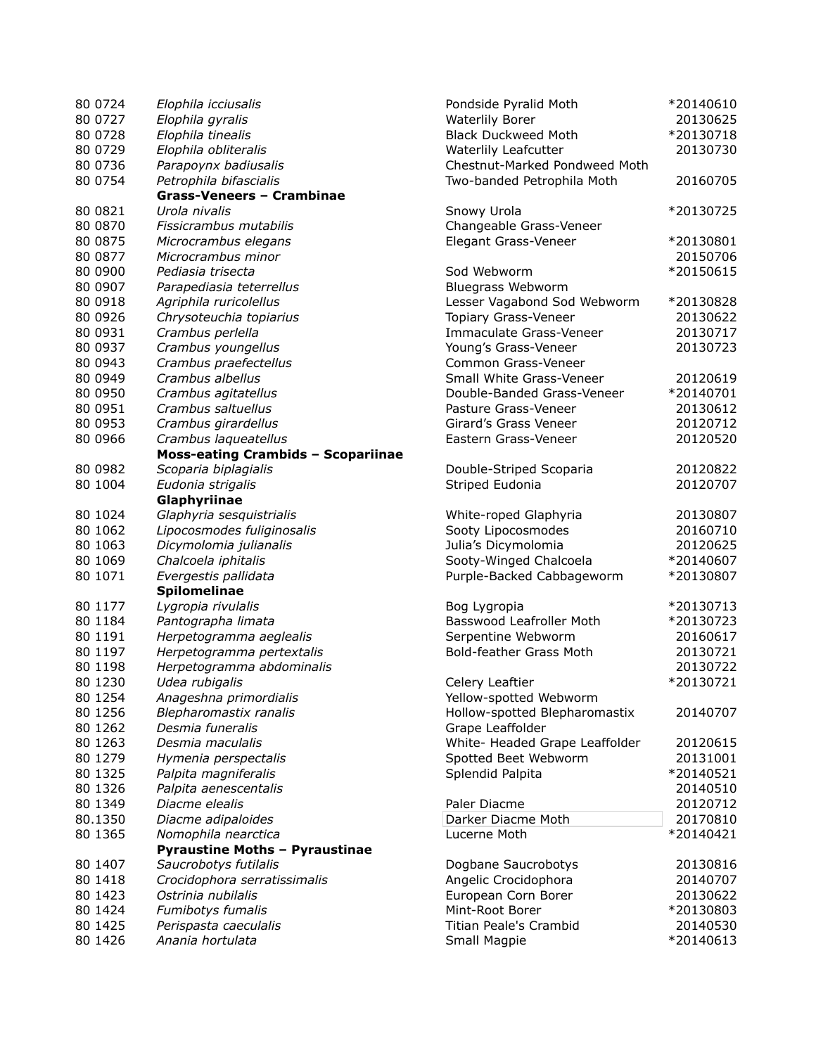| | | | |
|---|---|---|---|
| 80 0724 | *Elophila icciusalis* | Pondside Pyralid Moth | *20140610 |
| 80 0727 | *Elophila gyralis* | Waterlily Borer | 20130625 |
| 80 0728 | *Elophila tinealis* | Black Duckweed Moth | *20130718 |
| 80 0729 | *Elophila obliteralis* | Waterlily Leafcutter | 20130730 |
| 80 0736 | *Parapoynx badiusalis* | Chestnut-Marked Pondweed Moth | |
| 80 0754 | *Petrophila bifascialis* | Two-banded Petrophila Moth | 20160705 |
| | **Grass-Veneers – Crambinae** | | |
| 80 0821 | *Urola nivalis* | Snowy Urola | *20130725 |
| 80 0870 | *Fissicrambus mutabilis* | Changeable Grass-Veneer | |
| 80 0875 | *Microcrambus elegans* | Elegant Grass-Veneer | *20130801 |
| 80 0877 | *Microcrambus minor* | | 20150706 |
| 80 0900 | *Pediasia trisecta* | Sod Webworm | *20150615 |
| 80 0907 | *Parapediasia teterrellus* | Bluegrass Webworm | |
| 80 0918 | *Agriphila ruricolellus* | Lesser Vagabond Sod Webworm | *20130828 |
| 80 0926 | *Chrysoteuchia topiarius* | Topiary Grass-Veneer | 20130622 |
| 80 0931 | *Crambus perlella* | Immaculate Grass-Veneer | 20130717 |
| 80 0937 | *Crambus youngellus* | Young's Grass-Veneer | 20130723 |
| 80 0943 | *Crambus praefectellus* | Common Grass-Veneer | |
| 80 0949 | *Crambus albellus* | Small White Grass-Veneer | 20120619 |
| 80 0950 | *Crambus agitatellus* | Double-Banded Grass-Veneer | *20140701 |
| 80 0951 | *Crambus saltuellus* | Pasture Grass-Veneer | 20130612 |
| 80 0953 | *Crambus girardellus* | Girard's Grass Veneer | 20120712 |
| 80 0966 | *Crambus laqueatellus* | Eastern Grass-Veneer | 20120520 |
| | **Moss-eating Crambids – Scopariinae** | | |
| 80 0982 | *Scoparia biplagialis* | Double-Striped Scoparia | 20120822 |
| 80 1004 | *Eudonia strigalis* | Striped Eudonia | 20120707 |
| | **Glaphyriinae** | | |
| 80 1024 | *Glaphyria sesquistrialis* | White-roped Glaphyria | 20130807 |
| 80 1062 | *Lipocosmodes fuliginosalis* | Sooty Lipocosmodes | 20160710 |
| 80 1063 | *Dicymolomia julianalis* | Julia's Dicymolomia | 20120625 |
| 80 1069 | *Chalcoela iphitalis* | Sooty-Winged Chalcoela | *20140607 |
| 80 1071 | *Evergestis pallidata* | Purple-Backed Cabbageworm | *20130807 |
| | **Spilomelinae** | | |
| 80 1177 | *Lygropia rivulalis* | Bog Lygropia | *20130713 |
| 80 1184 | *Pantographa limata* | Basswood Leafroller Moth | *20130723 |
| 80 1191 | *Herpetogramma aeglealis* | Serpentine Webworm | 20160617 |
| 80 1197 | *Herpetogramma pertextalis* | Bold-feather Grass Moth | 20130721 |
| 80 1198 | *Herpetogramma abdominalis* | | 20130722 |
| 80 1230 | *Udea rubigalis* | Celery Leaftier | *20130721 |
| 80 1254 | *Anageshna primordialis* | Yellow-spotted Webworm | |
| 80 1256 | *Blepharomastix ranalis* | Hollow-spotted Blepharomastix | 20140707 |
| 80 1262 | *Desmia funeralis* | Grape Leaffolder | |
| 80 1263 | *Desmia maculalis* | White- Headed Grape Leaffolder | 20120615 |
| 80 1279 | *Hymenia perspectalis* | Spotted Beet Webworm | 20131001 |
| 80 1325 | *Palpita magniferalis* | Splendid Palpita | *20140521 |
| 80 1326 | *Palpita aenescentalis* | | 20140510 |
| 80 1349 | *Diacme elealis* | Paler Diacme | 20120712 |
| 80.1350 | *Diacme adipaloides* | Darker Diacme Moth | 20170810 |
| 80 1365 | *Nomophila nearctica* | Lucerne Moth | *20140421 |
| | **Pyraustine Moths – Pyraustinae** | | |
| 80 1407 | *Saucrobotys futilalis* | Dogbane Saucrobotys | 20130816 |
| 80 1418 | *Crocidophora serratissimalis* | Angelic Crocidophora | 20140707 |
| 80 1423 | *Ostrinia nubilalis* | European Corn Borer | 20130622 |
| 80 1424 | *Fumibotys fumalis* | Mint-Root Borer | *20130803 |
| 80 1425 | *Perispasta caeculalis* | Titian Peale's Crambid | 20140530 |
| 80 1426 | *Anania hortulata* | Small Magpie | *20140613 |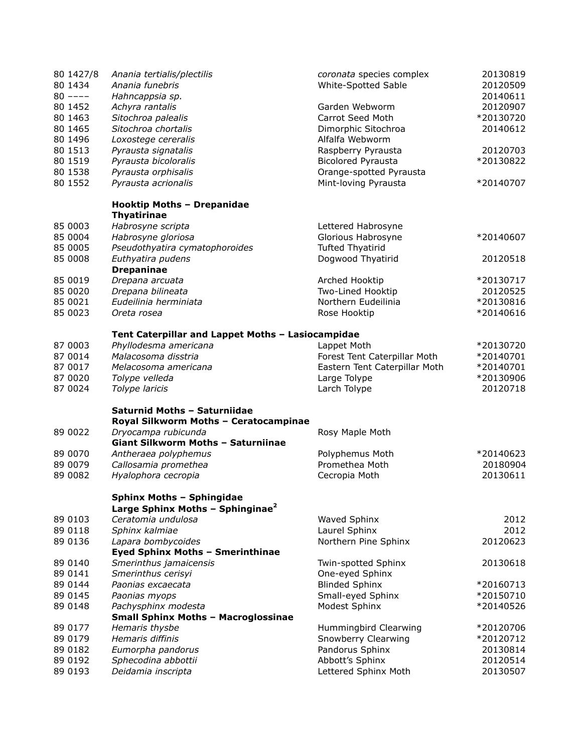| | | | |
|---|---|---|---|
| 80 1427/8 | *Anania tertialis/plectilis* | *coronata* species complex | 20130819 |
| 80 1434 | *Anania funebris* | White-Spotted Sable | 20120509 |
| 80 –––– | *Hahncappsia sp.* | | 20140611 |
| 80 1452 | *Achyra rantalis* | Garden Webworm | 20120907 |
| 80 1463 | *Sitochroa palealis* | Carrot Seed Moth | *20130720 |
| 80 1465 | *Sitochroa chortalis* | Dimorphic Sitochroa | 20140612 |
| 80 1496 | *Loxostege cereralis* | Alfalfa Webworm | |
| 80 1513 | *Pyrausta signatalis* | Raspberry Pyrausta | 20120703 |
| 80 1519 | *Pyrausta bicoloralis* | Bicolored Pyrausta | *20130822 |
| 80 1538 | *Pyrausta orphisalis* | Orange-spotted Pyrausta | |
| 80 1552 | *Pyrausta acrionalis* | Mint-loving Pyrausta | *20140707 |
| | **Hooktip Moths – Drepanidae** | | |
| | **Thyatirinae** | | |
| 85 0003 | *Habrosyne scripta* | Lettered Habrosyne | |
| 85 0004 | *Habrosyne gloriosa* | Glorious Habrosyne | *20140607 |
| 85 0005 | *Pseudothyatira cymatophoroides* | Tufted Thyatirid | |
| 85 0008 | *Euthyatira pudens* | Dogwood Thyatirid | 20120518 |
| | **Drepaninae** | | |
| 85 0019 | *Drepana arcuata* | Arched Hooktip | *20130717 |
| 85 0020 | *Drepana bilineata* | Two-Lined Hooktip | 20120525 |
| 85 0021 | *Eudeilinia herminiata* | Northern Eudeilinia | *20130816 |
| 85 0023 | *Oreta rosea* | Rose Hooktip | *20140616 |
| | **Tent Caterpillar and Lappet Moths – Lasiocampidae** | | |
| 87 0003 | *Phyllodesma americana* | Lappet Moth | *20130720 |
| 87 0014 | *Malacosoma disstria* | Forest Tent Caterpillar Moth | *20140701 |
| 87 0017 | *Melacosoma americana* | Eastern Tent Caterpillar Moth | *20140701 |
| 87 0020 | *Tolype velleda* | Large Tolype | *20130906 |
| 87 0024 | *Tolype laricis* | Larch Tolype | 20120718 |
| | **Saturnid Moths – Saturniidae** | | |
| | **Royal Silkworm Moths – Ceratocampinae** | | |
| 89 0022 | *Dryocampa rubicunda* | Rosy Maple Moth | |
| | **Giant Silkworm Moths – Saturniinae** | | |
| 89 0070 | *Antheraea polyphemus* | Polyphemus Moth | *20140623 |
| 89 0079 | *Callosamia promethea* | Promethea Moth | 20180904 |
| 89 0082 | *Hyalophora cecropia* | Cecropia Moth | 20130611 |
| | **Sphinx Moths – Sphingidae** | | |
| | **Large Sphinx Moths – Sphinginae[2]** | | |
| 89 0103 | *Ceratomia undulosa* | Waved Sphinx | 2012 |
| 89 0118 | *Sphinx kalmiae* | Laurel Sphinx | 2012 |
| 89 0136 | *Lapara bombycoides* | Northern Pine Sphinx | 20120623 |
| | **Eyed Sphinx Moths – Smerinthinae** | | |
| 89 0140 | *Smerinthus jamaicensis* | Twin-spotted Sphinx | 20130618 |
| 89 0141 | *Smerinthus cerisyi* | One-eyed Sphinx | |
| 89 0144 | *Paonias excaecata* | Blinded Sphinx | *20160713 |
| 89 0145 | *Paonias myops* | Small-eyed Sphinx | *20150710 |
| 89 0148 | *Pachysphinx modesta* | Modest Sphinx | *20140526 |
| | **Small Sphinx Moths – Macroglossinae** | | |
| 89 0177 | *Hemaris thysbe* | Hummingbird Clearwing | *20120706 |
| 89 0179 | *Hemaris diffinis* | Snowberry Clearwing | *20120712 |
| 89 0182 | *Eumorpha pandorus* | Pandorus Sphinx | 20130814 |
| 89 0192 | *Sphecodina abbottii* | Abbott's Sphinx | 20120514 |
| 89 0193 | *Deidamia inscripta* | Lettered Sphinx Moth | 20130507 |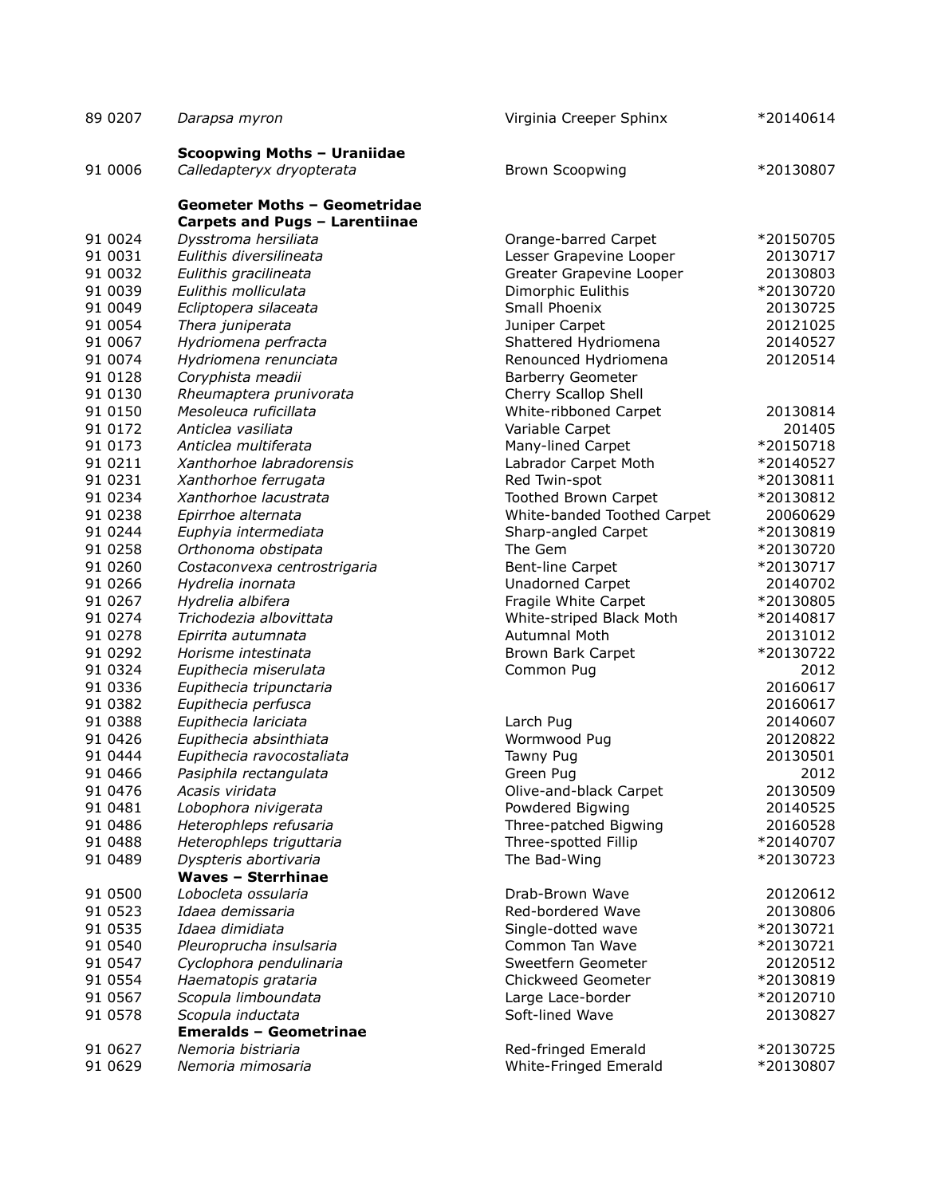| | | | |
|---|---|---|---|
| 89 0207 | *Darapsa myron* | Virginia Creeper Sphinx | *20140614 |
| | **Scoopwing Moths – Uraniidae** | | |
| 91 0006 | *Calledapteryx dryopterata* | Brown Scoopwing | *20130807 |
| | **Geometer Moths – Geometridae** | | |
| | **Carpets and Pugs – Larentiinae** | | |
| 91 0024 | *Dysstroma hersiliata* | Orange-barred Carpet | *20150705 |
| 91 0031 | *Eulithis diversilineata* | Lesser Grapevine Looper | 20130717 |
| 91 0032 | *Eulithis gracilineata* | Greater Grapevine Looper | 20130803 |
| 91 0039 | *Eulithis molliculata* | Dimorphic Eulithis | *20130720 |
| 91 0049 | *Ecliptopera silaceata* | Small Phoenix | 20130725 |
| 91 0054 | *Thera juniperata* | Juniper Carpet | 20121025 |
| 91 0067 | *Hydriomena perfracta* | Shattered Hydriomena | 20140527 |
| 91 0074 | *Hydriomena renunciata* | Renounced Hydriomena | 20120514 |
| 91 0128 | *Coryphista meadii* | Barberry Geometer | |
| 91 0130 | *Rheumaptera prunivorata* | Cherry Scallop Shell | |
| 91 0150 | *Mesoleuca ruficillata* | White-ribboned Carpet | 20130814 |
| 91 0172 | *Anticlea vasiliata* | Variable Carpet | 201405 |
| 91 0173 | *Anticlea multiferata* | Many-lined Carpet | *20150718 |
| 91 0211 | *Xanthorhoe labradorensis* | Labrador Carpet Moth | *20140527 |
| 91 0231 | *Xanthorhoe ferrugata* | Red Twin-spot | *20130811 |
| 91 0234 | *Xanthorhoe lacustrata* | Toothed Brown Carpet | *20130812 |
| 91 0238 | *Epirrhoe alternata* | White-banded Toothed Carpet | 20060629 |
| 91 0244 | *Euphyia intermediata* | Sharp-angled Carpet | *20130819 |
| 91 0258 | *Orthonoma obstipata* | The Gem | *20130720 |
| 91 0260 | *Costaconvexa centrostrigaria* | Bent-line Carpet | *20130717 |
| 91 0266 | *Hydrelia inornata* | Unadorned Carpet | 20140702 |
| 91 0267 | *Hydrelia albifera* | Fragile White Carpet | *20130805 |
| 91 0274 | *Trichodezia albovittata* | White-striped Black Moth | *20140817 |
| 91 0278 | *Epirrita autumnata* | Autumnal Moth | 20131012 |
| 91 0292 | *Horisme intestinata* | Brown Bark Carpet | *20130722 |
| 91 0324 | *Eupithecia miserulata* | Common Pug | 2012 |
| 91 0336 | *Eupithecia tripunctaria* | | 20160617 |
| 91 0382 | *Eupithecia perfusca* | | 20160617 |
| 91 0388 | *Eupithecia lariciata* | Larch Pug | 20140607 |
| 91 0426 | *Eupithecia absinthiata* | Wormwood Pug | 20120822 |
| 91 0444 | *Eupithecia ravocostaliata* | Tawny Pug | 20130501 |
| 91 0466 | *Pasiphila rectangulata* | Green Pug | 2012 |
| 91 0476 | *Acasis viridata* | Olive-and-black Carpet | 20130509 |
| 91 0481 | *Lobophora nivigerata* | Powdered Bigwing | 20140525 |
| 91 0486 | *Heterophleps refusaria* | Three-patched Bigwing | 20160528 |
| 91 0488 | *Heterophleps triguttaria* | Three-spotted Fillip | *20140707 |
| 91 0489 | *Dyspteris abortivaria* | The Bad-Wing | *20130723 |
| | **Waves – Sterrhinae** | | |
| 91 0500 | *Lobocleta ossularia* | Drab-Brown Wave | 20120612 |
| 91 0523 | *Idaea demissaria* | Red-bordered Wave | 20130806 |
| 91 0535 | *Idaea dimidiata* | Single-dotted wave | *20130721 |
| 91 0540 | *Pleuroprucha insulsaria* | Common Tan Wave | *20130721 |
| 91 0547 | *Cyclophora pendulinaria* | Sweetfern Geometer | 20120512 |
| 91 0554 | *Haematopis grataria* | Chickweed Geometer | *20130819 |
| 91 0567 | *Scopula limboundata* | Large Lace-border | *20120710 |
| 91 0578 | *Scopula inductata* | Soft-lined Wave | 20130827 |
| | **Emeralds – Geometrinae** | | |
| 91 0627 | *Nemoria bistriaria* | Red-fringed Emerald | *20130725 |
| 91 0629 | *Nemoria mimosaria* | White-Fringed Emerald | *20130807 |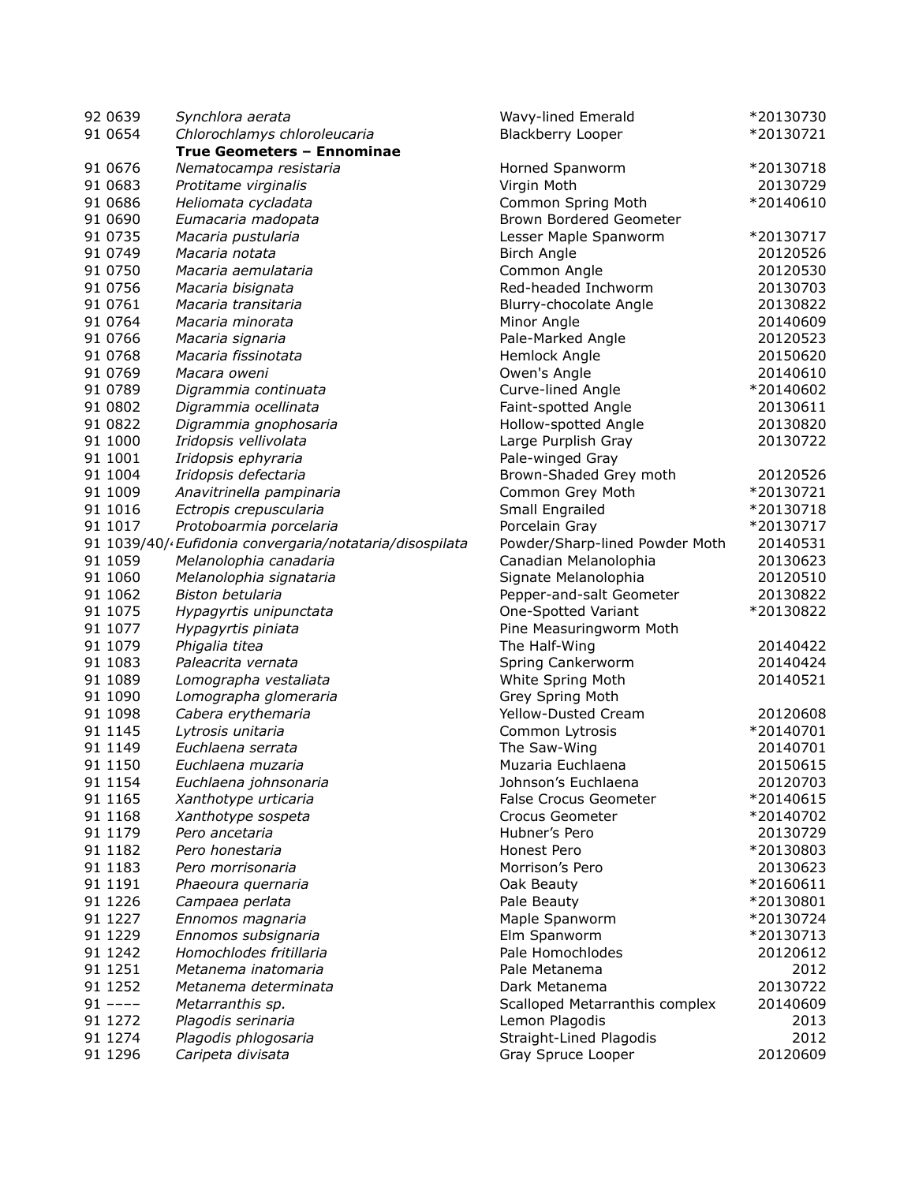| | | | |
|---|---|---|---|
| 92 0639 | *Synchlora aerata* | Wavy-lined Emerald | *20130730 |
| 91 0654 | *Chlorochlamys chloroleucaria* | Blackberry Looper | *20130721 |
| | **True Geometers – Ennominae** | | |
| 91 0676 | *Nematocampa resistaria* | Horned Spanworm | *20130718 |
| 91 0683 | *Protitame virginalis* | Virgin Moth | 20130729 |
| 91 0686 | *Heliomata cycladata* | Common Spring Moth | *20140610 |
| 91 0690 | *Eumacaria madopata* | Brown Bordered Geometer | |
| 91 0735 | *Macaria pustularia* | Lesser Maple Spanworm | *20130717 |
| 91 0749 | *Macaria notata* | Birch Angle | 20120526 |
| 91 0750 | *Macaria aemulataria* | Common Angle | 20120530 |
| 91 0756 | *Macaria bisignata* | Red-headed Inchworm | 20130703 |
| 91 0761 | *Macaria transitaria* | Blurry-chocolate Angle | 20130822 |
| 91 0764 | *Macaria minorata* | Minor Angle | 20140609 |
| 91 0766 | *Macaria signaria* | Pale-Marked Angle | 20120523 |
| 91 0768 | *Macaria fissinotata* | Hemlock Angle | 20150620 |
| 91 0769 | *Macara oweni* | Owen's Angle | 20140610 |
| 91 0789 | *Digrammia continuata* | Curve-lined Angle | *20140602 |
| 91 0802 | *Digrammia ocellinata* | Faint-spotted Angle | 20130611 |
| 91 0822 | *Digrammia gnophosaria* | Hollow-spotted Angle | 20130820 |
| 91 1000 | *Iridopsis vellivolata* | Large Purplish Gray | 20130722 |
| 91 1001 | *Iridopsis ephyraria* | Pale-winged Gray | |
| 91 1004 | *Iridopsis defectaria* | Brown-Shaded Grey moth | 20120526 |
| 91 1009 | *Anavitrinella pampinaria* | Common Grey Moth | *20130721 |
| 91 1016 | *Ectropis crepuscularia* | Small Engrailed | *20130718 |
| 91 1017 | *Protoboarmia porcelaria* | Porcelain Gray | *20130717 |
| 91 1039/40/4 | *Eufidonia convergaria/notataria/disospilata* | Powder/Sharp-lined Powder Moth | 20140531 |
| 91 1059 | *Melanolophia canadaria* | Canadian Melanolophia | 20130623 |
| 91 1060 | *Melanolophia signataria* | Signate Melanolophia | 20120510 |
| 91 1062 | *Biston betularia* | Pepper-and-salt Geometer | 20130822 |
| 91 1075 | *Hypagyrtis unipunctata* | One-Spotted Variant | *20130822 |
| 91 1077 | *Hypagyrtis piniata* | Pine Measuringworm Moth | |
| 91 1079 | *Phigalia titea* | The Half-Wing | 20140422 |
| 91 1083 | *Paleacrita vernata* | Spring Cankerworm | 20140424 |
| 91 1089 | *Lomographa vestaliata* | White Spring Moth | 20140521 |
| 91 1090 | *Lomographa glomeraria* | Grey Spring Moth | |
| 91 1098 | *Cabera erythemaria* | Yellow-Dusted Cream | 20120608 |
| 91 1145 | *Lytrosis unitaria* | Common Lytrosis | *20140701 |
| 91 1149 | *Euchlaena serrata* | The Saw-Wing | 20140701 |
| 91 1150 | *Euchlaena muzaria* | Muzaria Euchlaena | 20150615 |
| 91 1154 | *Euchlaena johnsonaria* | Johnson's Euchlaena | 20120703 |
| 91 1165 | *Xanthotype urticaria* | False Crocus Geometer | *20140615 |
| 91 1168 | *Xanthotype sospeta* | Crocus Geometer | *20140702 |
| 91 1179 | *Pero ancetaria* | Hubner's Pero | 20130729 |
| 91 1182 | *Pero honestaria* | Honest Pero | *20130803 |
| 91 1183 | *Pero morrisonaria* | Morrison's Pero | 20130623 |
| 91 1191 | *Phaeoura quernaria* | Oak Beauty | *20160611 |
| 91 1226 | *Campaea perlata* | Pale Beauty | *20130801 |
| 91 1227 | *Ennomos magnaria* | Maple Spanworm | *20130724 |
| 91 1229 | *Ennomos subsignaria* | Elm Spanworm | *20130713 |
| 91 1242 | *Homochlodes fritillaria* | Pale Homochlodes | 20120612 |
| 91 1251 | *Metanema inatomaria* | Pale Metanema | 2012 |
| 91 1252 | *Metanema determinata* | Dark Metanema | 20130722 |
| 91 –––– | *Metarranthis sp.* | Scalloped Metarranthis complex | 20140609 |
| 91 1272 | *Plagodis serinaria* | Lemon Plagodis | 2013 |
| 91 1274 | *Plagodis phlogosaria* | Straight-Lined Plagodis | 2012 |
| 91 1296 | *Caripeta divisata* | Gray Spruce Looper | 20120609 |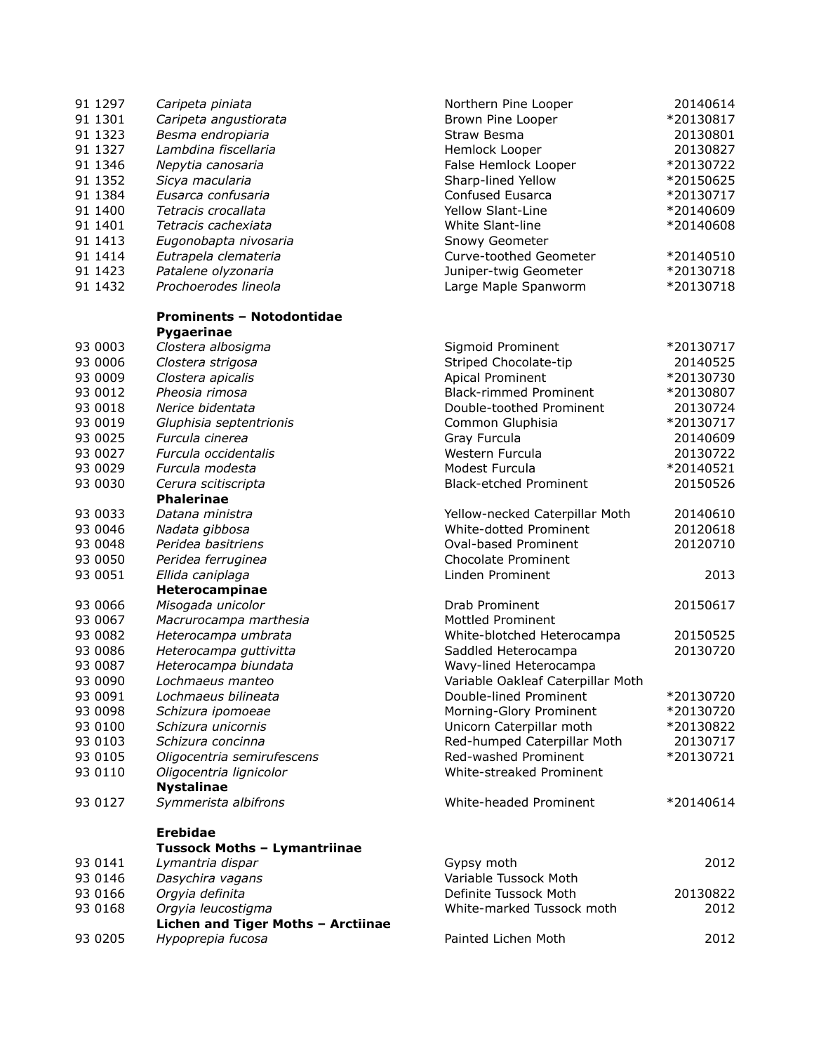| | | | |
|---|---|---|---|
| 91 1297 | *Caripeta piniata* | Northern Pine Looper | 20140614 |
| 91 1301 | *Caripeta angustiorata* | Brown Pine Looper | *20130817 |
| 91 1323 | *Besma endropiaria* | Straw Besma | 20130801 |
| 91 1327 | *Lambdina fiscellaria* | Hemlock Looper | 20130827 |
| 91 1346 | *Nepytia canosaria* | False Hemlock Looper | *20130722 |
| 91 1352 | *Sicya macularia* | Sharp-lined Yellow | *20150625 |
| 91 1384 | *Eusarca confusaria* | Confused Eusarca | *20130717 |
| 91 1400 | *Tetracis crocallata* | Yellow Slant-Line | *20140609 |
| 91 1401 | *Tetracis cachexiata* | White Slant-line | *20140608 |
| 91 1413 | *Eugonobapta nivosaria* | Snowy Geometer | |
| 91 1414 | *Eutrapela clemateria* | Curve-toothed Geometer | *20140510 |
| 91 1423 | *Patalene olyzonaria* | Juniper-twig Geometer | *20130718 |
| 91 1432 | *Prochoerodes lineola* | Large Maple Spanworm | *20130718 |
| | **Prominents – Notodontidae** | | |
| | **Pygaerinae** | | |
| 93 0003 | *Clostera albosigma* | Sigmoid Prominent | *20130717 |
| 93 0006 | *Clostera strigosa* | Striped Chocolate-tip | 20140525 |
| 93 0009 | *Clostera apicalis* | Apical Prominent | *20130730 |
| 93 0012 | *Pheosia rimosa* | Black-rimmed Prominent | *20130807 |
| 93 0018 | *Nerice bidentata* | Double-toothed Prominent | 20130724 |
| 93 0019 | *Gluphisia septentrionis* | Common Gluphisia | *20130717 |
| 93 0025 | *Furcula cinerea* | Gray Furcula | 20140609 |
| 93 0027 | *Furcula occidentalis* | Western Furcula | 20130722 |
| 93 0029 | *Furcula modesta* | Modest Furcula | *20140521 |
| 93 0030 | *Cerura scitiscripta* | Black-etched Prominent | 20150526 |
| | **Phalerinae** | | |
| 93 0033 | *Datana ministra* | Yellow-necked Caterpillar Moth | 20140610 |
| 93 0046 | *Nadata gibbosa* | White-dotted Prominent | 20120618 |
| 93 0048 | *Peridea basitriens* | Oval-based Prominent | 20120710 |
| 93 0050 | *Peridea ferruginea* | Chocolate Prominent | |
| 93 0051 | *Ellida caniplaga* | Linden Prominent | 2013 |
| | **Heterocampinae** | | |
| 93 0066 | *Misogada unicolor* | Drab Prominent | 20150617 |
| 93 0067 | *Macrurocampa marthesia* | Mottled Prominent | |
| 93 0082 | *Heterocampa umbrata* | White-blotched Heterocampa | 20150525 |
| 93 0086 | *Heterocampa guttivitta* | Saddled Heterocampa | 20130720 |
| 93 0087 | *Heterocampa biundata* | Wavy-lined Heterocampa | |
| 93 0090 | *Lochmaeus manteo* | Variable Oakleaf Caterpillar Moth | |
| 93 0091 | *Lochmaeus bilineata* | Double-lined Prominent | *20130720 |
| 93 0098 | *Schizura ipomoeae* | Morning-Glory Prominent | *20130720 |
| 93 0100 | *Schizura unicornis* | Unicorn Caterpillar moth | *20130822 |
| 93 0103 | *Schizura concinna* | Red-humped Caterpillar Moth | 20130717 |
| 93 0105 | *Oligocentria semirufescens* | Red-washed Prominent | *20130721 |
| 93 0110 | *Oligocentria lignicolor* | White-streaked Prominent | |
| | **Nystalinae** | | |
| 93 0127 | *Symmerista albifrons* | White-headed Prominent | *20140614 |
| | **Erebidae** | | |
| | **Tussock Moths – Lymantriinae** | | |
| 93 0141 | *Lymantria dispar* | Gypsy moth | 2012 |
| 93 0146 | *Dasychira vagans* | Variable Tussock Moth | |
| 93 0166 | *Orgyia definita* | Definite Tussock Moth | 20130822 |
| 93 0168 | *Orgyia leucostigma* | White-marked Tussock moth | 2012 |
| | **Lichen and Tiger Moths – Arctiinae** | | |
| 93 0205 | *Hypoprepia fucosa* | Painted Lichen Moth | 2012 |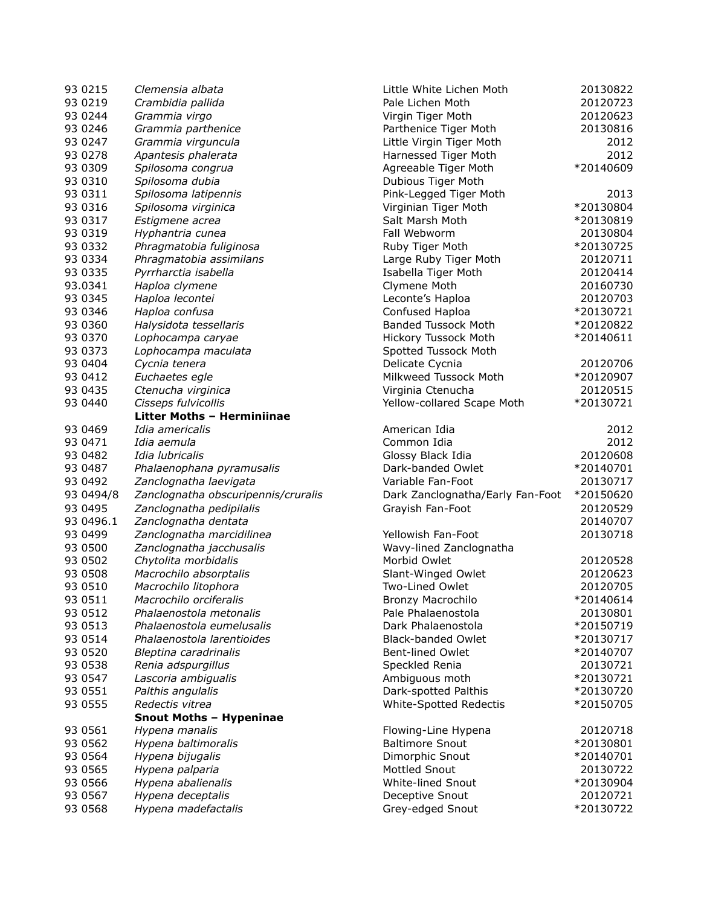| | | | |
|---|---|---|---|
| 93 0215 | *Clemensia albata* | Little White Lichen Moth | 20130822 |
| 93 0219 | *Crambidia pallida* | Pale Lichen Moth | 20120723 |
| 93 0244 | *Grammia virgo* | Virgin Tiger Moth | 20120623 |
| 93 0246 | *Grammia parthenice* | Parthenice Tiger Moth | 20130816 |
| 93 0247 | *Grammia virguncula* | Little Virgin Tiger Moth | 2012 |
| 93 0278 | *Apantesis phalerata* | Harnessed Tiger Moth | 2012 |
| 93 0309 | *Spilosoma congrua* | Agreeable Tiger Moth | *20140609 |
| 93 0310 | *Spilosoma dubia* | Dubious Tiger Moth | |
| 93 0311 | *Spilosoma latipennis* | Pink-Legged Tiger Moth | 2013 |
| 93 0316 | *Spilosoma virginica* | Virginian Tiger Moth | *20130804 |
| 93 0317 | *Estigmene acrea* | Salt Marsh Moth | *20130819 |
| 93 0319 | *Hyphantria cunea* | Fall Webworm | 20130804 |
| 93 0332 | *Phragmatobia fuliginosa* | Ruby Tiger Moth | *20130725 |
| 93 0334 | *Phragmatobia assimilans* | Large Ruby Tiger Moth | 20120711 |
| 93 0335 | *Pyrrharctia isabella* | Isabella Tiger Moth | 20120414 |
| 93.0341 | *Haploa clymene* | Clymene Moth | 20160730 |
| 93 0345 | *Haploa lecontei* | Leconte's Haploa | 20120703 |
| 93 0346 | *Haploa confusa* | Confused Haploa | *20130721 |
| 93 0360 | *Halysidota tessellaris* | Banded Tussock Moth | *20120822 |
| 93 0370 | *Lophocampa caryae* | Hickory Tussock Moth | *20140611 |
| 93 0373 | *Lophocampa maculata* | Spotted Tussock Moth | |
| 93 0404 | *Cycnia tenera* | Delicate Cycnia | 20120706 |
| 93 0412 | *Euchaetes egle* | Milkweed Tussock Moth | *20120907 |
| 93 0435 | *Ctenucha virginica* | Virginia Ctenucha | 20120515 |
| 93 0440 | *Cisseps fulvicollis* | Yellow-collared Scape Moth | *20130721 |
| | **Litter Moths – Herminiinae** | | |
| 93 0469 | *Idia americalis* | American Idia | 2012 |
| 93 0471 | *Idia aemula* | Common Idia | 2012 |
| 93 0482 | *Idia lubricalis* | Glossy Black Idia | 20120608 |
| 93 0487 | *Phalaenophana pyramusalis* | Dark-banded Owlet | *20140701 |
| 93 0492 | *Zanclognatha laevigata* | Variable Fan-Foot | 20130717 |
| 93 0494/8 | *Zanclognatha obscuripennis/cruralis* | Dark Zanclognatha/Early Fan-Foot | *20150620 |
| 93 0495 | *Zanclognatha pedipilalis* | Grayish Fan-Foot | 20120529 |
| 93 0496.1 | *Zanclognatha dentata* | | 20140707 |
| 93 0499 | *Zanclognatha marcidilinea* | Yellowish Fan-Foot | 20130718 |
| 93 0500 | *Zanclognatha jacchusalis* | Wavy-lined Zanclognatha | |
| 93 0502 | *Chytolita morbidalis* | Morbid Owlet | 20120528 |
| 93 0508 | *Macrochilo absorptalis* | Slant-Winged Owlet | 20120623 |
| 93 0510 | *Macrochilo litophora* | Two-Lined Owlet | 20120705 |
| 93 0511 | *Macrochilo orciferalis* | Bronzy Macrochilo | *20140614 |
| 93 0512 | *Phalaenostola metonalis* | Pale Phalaenostola | 20130801 |
| 93 0513 | *Phalaenostola eumelusalis* | Dark Phalaenostola | *20150719 |
| 93 0514 | *Phalaenostola larentioides* | Black-banded Owlet | *20130717 |
| 93 0520 | *Bleptina caradrinalis* | Bent-lined Owlet | *20140707 |
| 93 0538 | *Renia adspurgillus* | Speckled Renia | 20130721 |
| 93 0547 | *Lascoria ambigualis* | Ambiguous moth | *20130721 |
| 93 0551 | *Palthis angulalis* | Dark-spotted Palthis | *20130720 |
| 93 0555 | *Redectis vitrea* | White-Spotted Redectis | *20150705 |
| | **Snout Moths – Hypeninae** | | |
| 93 0561 | *Hypena manalis* | Flowing-Line Hypena | 20120718 |
| 93 0562 | *Hypena baltimoralis* | Baltimore Snout | *20130801 |
| 93 0564 | *Hypena bijugalis* | Dimorphic Snout | *20140701 |
| 93 0565 | *Hypena palparia* | Mottled Snout | 20130722 |
| 93 0566 | *Hypena abalienalis* | White-lined Snout | *20130904 |
| 93 0567 | *Hypena deceptalis* | Deceptive Snout | 20120721 |
| 93 0568 | *Hypena madefactalis* | Grey-edged Snout | *20130722 |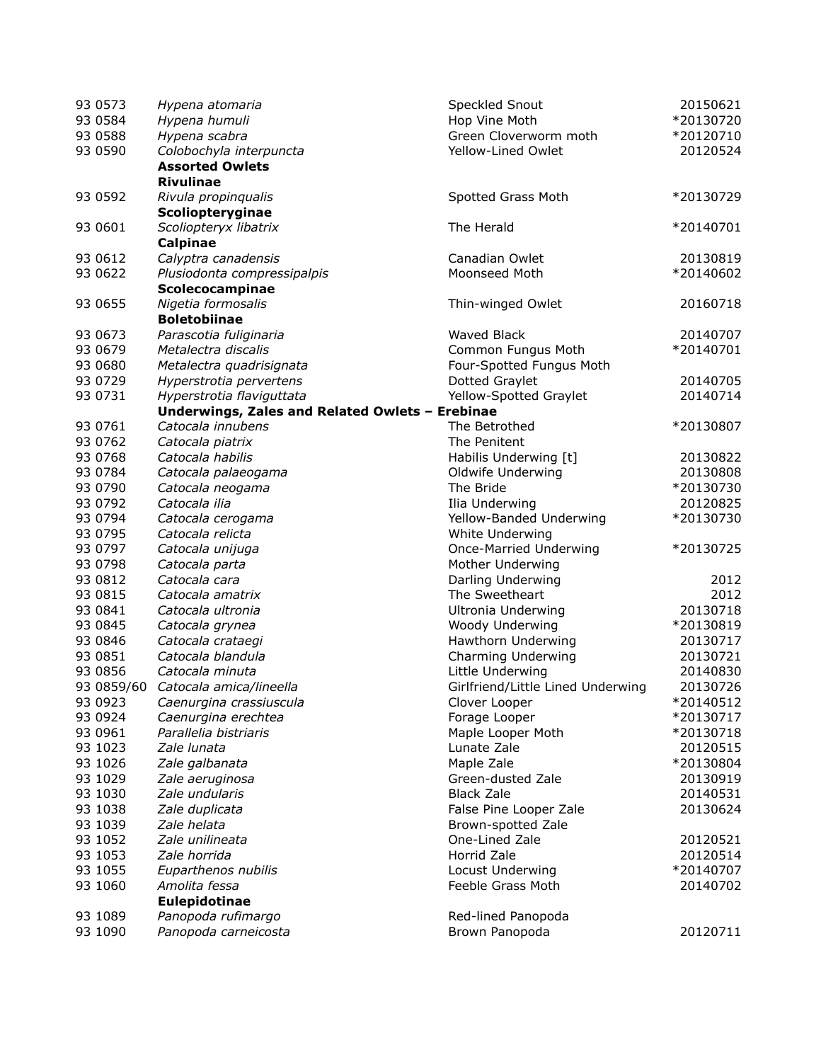| | | | |
|---|---|---|---|
| 93 0573 | *Hypena atomaria* | Speckled Snout | 20150621 |
| 93 0584 | *Hypena humuli* | Hop Vine Moth | *20130720 |
| 93 0588 | *Hypena scabra* | Green Cloverworm moth | *20120710 |
| 93 0590 | *Colobochyla interpuncta* | Yellow-Lined Owlet | 20120524 |
| | **Assorted Owlets** | | |
| | **Rivulinae** | | |
| 93 0592 | *Rivula propinqualis* | Spotted Grass Moth | *20130729 |
| | **Scoliopteryginae** | | |
| 93 0601 | *Scoliopteryx libatrix* | The Herald | *20140701 |
| | **Calpinae** | | |
| 93 0612 | *Calyptra canadensis* | Canadian Owlet | 20130819 |
| 93 0622 | *Plusiodonta compressipalpis* | Moonseed Moth | *20140602 |
| | **Scolecocampinae** | | |
| 93 0655 | *Nigetia formosalis* | Thin-winged Owlet | 20160718 |
| | **Boletobiinae** | | |
| 93 0673 | *Parascotia fuliginaria* | Waved Black | 20140707 |
| 93 0679 | *Metalectra discalis* | Common Fungus Moth | *20140701 |
| 93 0680 | *Metalectra quadrisignata* | Four-Spotted Fungus Moth | |
| 93 0729 | *Hyperstrotia pervertens* | Dotted Graylet | 20140705 |
| 93 0731 | *Hyperstrotia flaviguttata* | Yellow-Spotted Graylet | 20140714 |
| | **Underwings, Zales and Related Owlets – Erebinae** | | |
| 93 0761 | *Catocala innubens* | The Betrothed | *20130807 |
| 93 0762 | *Catocala piatrix* | The Penitent | |
| 93 0768 | *Catocala habilis* | Habilis Underwing [t] | 20130822 |
| 93 0784 | *Catocala palaeogama* | Oldwife Underwing | 20130808 |
| 93 0790 | *Catocala neogama* | The Bride | *20130730 |
| 93 0792 | *Catocala ilia* | Ilia Underwing | 20120825 |
| 93 0794 | *Catocala cerogama* | Yellow-Banded Underwing | *20130730 |
| 93 0795 | *Catocala relicta* | White Underwing | |
| 93 0797 | *Catocala unijuga* | Once-Married Underwing | *20130725 |
| 93 0798 | *Catocala parta* | Mother Underwing | |
| 93 0812 | *Catocala cara* | Darling Underwing | 2012 |
| 93 0815 | *Catocala amatrix* | The Sweetheart | 2012 |
| 93 0841 | *Catocala ultronia* | Ultronia Underwing | 20130718 |
| 93 0845 | *Catocala grynea* | Woody Underwing | *20130819 |
| 93 0846 | *Catocala crataegi* | Hawthorn Underwing | 20130717 |
| 93 0851 | *Catocala blandula* | Charming Underwing | 20130721 |
| 93 0856 | *Catocala minuta* | Little Underwing | 20140830 |
| 93 0859/60 | *Catocala amica/lineella* | Girlfriend/Little Lined Underwing | 20130726 |
| 93 0923 | *Caenurgina crassiuscula* | Clover Looper | *20140512 |
| 93 0924 | *Caenurgina erechtea* | Forage Looper | *20130717 |
| 93 0961 | *Parallelia bistriaris* | Maple Looper Moth | *20130718 |
| 93 1023 | *Zale lunata* | Lunate Zale | 20120515 |
| 93 1026 | *Zale galbanata* | Maple Zale | *20130804 |
| 93 1029 | *Zale aeruginosa* | Green-dusted Zale | 20130919 |
| 93 1030 | *Zale undularis* | Black Zale | 20140531 |
| 93 1038 | *Zale duplicata* | False Pine Looper Zale | 20130624 |
| 93 1039 | *Zale helata* | Brown-spotted Zale | |
| 93 1052 | *Zale unilineata* | One-Lined Zale | 20120521 |
| 93 1053 | *Zale horrida* | Horrid Zale | 20120514 |
| 93 1055 | *Euparthenos nubilis* | Locust Underwing | *20140707 |
| 93 1060 | *Amolita fessa* | Feeble Grass Moth | 20140702 |
| | **Eulepidotinae** | | |
| 93 1089 | *Panopoda rufimargo* | Red-lined Panopoda | |
| 93 1090 | *Panopoda carneicosta* | Brown Panopoda | 20120711 |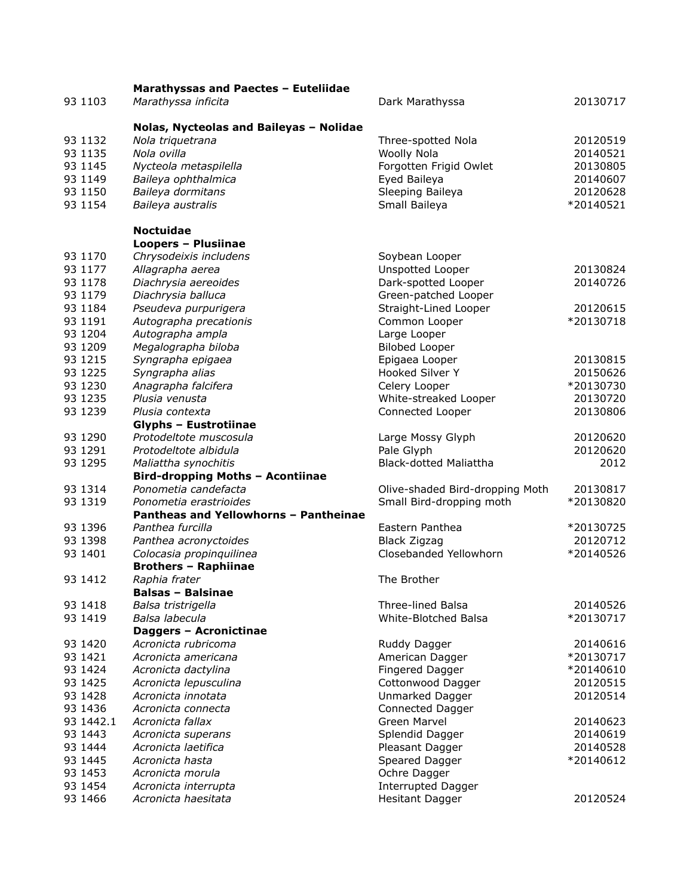| | | | |
|---|---|---|---|
| | **Marathyssas and Paectes – Euteliidae** | | |
| 93 1103 | *Marathyssa inficita* | Dark Marathyssa | 20130717 |
| | | | |
| | **Nolas, Nycteolas and Baileyas – Nolidae** | | |
| 93 1132 | *Nola triquetrana* | Three-spotted Nola | 20120519 |
| 93 1135 | *Nola ovilla* | Woolly Nola | 20140521 |
| 93 1145 | *Nycteola metaspilella* | Forgotten Frigid Owlet | 20130805 |
| 93 1149 | *Baileya ophthalmica* | Eyed Baileya | 20140607 |
| 93 1150 | *Baileya dormitans* | Sleeping Baileya | 20120628 |
| 93 1154 | *Baileya australis* | Small Baileya | *20140521 |
| | | | |
| | **Noctuidae** | | |
| | **Loopers – Plusiinae** | | |
| 93 1170 | *Chrysodeixis includens* | Soybean Looper | |
| 93 1177 | *Allagrapha aerea* | Unspotted Looper | 20130824 |
| 93 1178 | *Diachrysia aereoides* | Dark-spotted Looper | 20140726 |
| 93 1179 | *Diachrysia balluca* | Green-patched Looper | |
| 93 1184 | *Pseudeva purpurigera* | Straight-Lined Looper | 20120615 |
| 93 1191 | *Autographa precationis* | Common Looper | *20130718 |
| 93 1204 | *Autographa ampla* | Large Looper | |
| 93 1209 | *Megalographa biloba* | Bilobed Looper | |
| 93 1215 | *Syngrapha epigaea* | Epigaea Looper | 20130815 |
| 93 1225 | *Syngrapha alias* | Hooked Silver Y | 20150626 |
| 93 1230 | *Anagrapha falcifera* | Celery Looper | *20130730 |
| 93 1235 | *Plusia venusta* | White-streaked Looper | 20130720 |
| 93 1239 | *Plusia contexta* | Connected Looper | 20130806 |
| | **Glyphs – Eustrotiinae** | | |
| 93 1290 | *Protodeltote muscosula* | Large Mossy Glyph | 20120620 |
| 93 1291 | *Protodeltote albidula* | Pale Glyph | 20120620 |
| 93 1295 | *Maliattha synochitis* | Black-dotted Maliattha | 2012 |
| | **Bird-dropping Moths – Acontiinae** | | |
| 93 1314 | *Ponometia candefacta* | Olive-shaded Bird-dropping Moth | 20130817 |
| 93 1319 | *Ponometia erastrioides* | Small Bird-dropping moth | *20130820 |
| | **Pantheas and Yellowhorns – Pantheinae** | | |
| 93 1396 | *Panthea furcilla* | Eastern Panthea | *20130725 |
| 93 1398 | *Panthea acronyctoides* | Black Zigzag | 20120712 |
| 93 1401 | *Colocasia propinquilinea* | Closebanded Yellowhorn | *20140526 |
| | **Brothers – Raphiinae** | | |
| 93 1412 | *Raphia frater* | The Brother | |
| | **Balsas – Balsinae** | | |
| 93 1418 | *Balsa tristrigella* | Three-lined Balsa | 20140526 |
| 93 1419 | *Balsa labecula* | White-Blotched Balsa | *20130717 |
| | **Daggers – Acronictinae** | | |
| 93 1420 | *Acronicta rubricoma* | Ruddy Dagger | 20140616 |
| 93 1421 | *Acronicta americana* | American Dagger | *20130717 |
| 93 1424 | *Acronicta dactylina* | Fingered Dagger | *20140610 |
| 93 1425 | *Acronicta lepusculina* | Cottonwood Dagger | 20120515 |
| 93 1428 | *Acronicta innotata* | Unmarked Dagger | 20120514 |
| 93 1436 | *Acronicta connecta* | Connected Dagger | |
| 93 1442.1 | *Acronicta fallax* | Green Marvel | 20140623 |
| 93 1443 | *Acronicta superans* | Splendid Dagger | 20140619 |
| 93 1444 | *Acronicta laetifica* | Pleasant Dagger | 20140528 |
| 93 1445 | *Acronicta hasta* | Speared Dagger | *20140612 |
| 93 1453 | *Acronicta morula* | Ochre Dagger | |
| 93 1454 | *Acronicta interrupta* | Interrupted Dagger | |
| 93 1466 | *Acronicta haesitata* | Hesitant Dagger | 20120524 |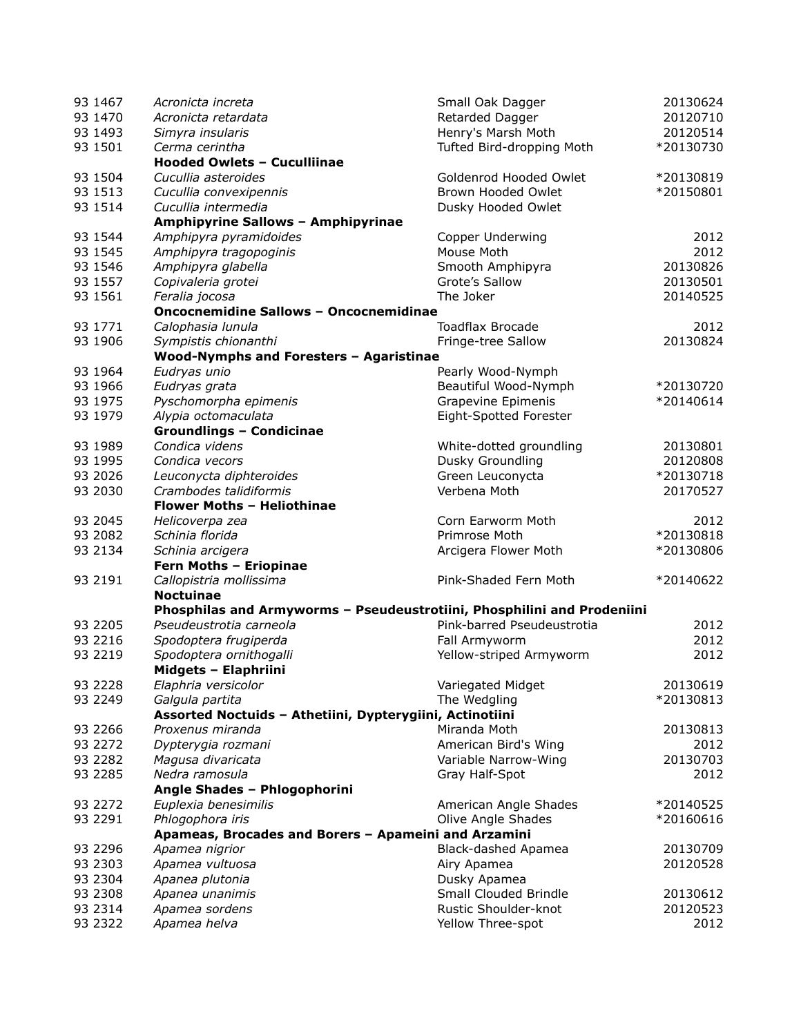| | | | |
|---|---|---|---|
| 93 1467 | *Acronicta increta* | Small Oak Dagger | 20130624 |
| 93 1470 | *Acronicta retardata* | Retarded Dagger | 20120710 |
| 93 1493 | *Simyra insularis* | Henry's Marsh Moth | 20120514 |
| 93 1501 | *Cerma cerintha* | Tufted Bird-dropping Moth | *20130730 |
| | **Hooded Owlets – Cuculliinae** | | |
| 93 1504 | *Cucullia asteroides* | Goldenrod Hooded Owlet | *20130819 |
| 93 1513 | *Cucullia convexipennis* | Brown Hooded Owlet | *20150801 |
| 93 1514 | *Cucullia intermedia* | Dusky Hooded Owlet | |
| | **Amphipyrine Sallows – Amphipyrinae** | | |
| 93 1544 | *Amphipyra pyramidoides* | Copper Underwing | 2012 |
| 93 1545 | *Amphipyra tragopoginis* | Mouse Moth | 2012 |
| 93 1546 | *Amphipyra glabella* | Smooth Amphipyra | 20130826 |
| 93 1557 | *Copivaleria grotei* | Grote's Sallow | 20130501 |
| 93 1561 | *Feralia jocosa* | The Joker | 20140525 |
| | **Oncocnemidine Sallows – Oncocnemidinae** | | |
| 93 1771 | *Calophasia lunula* | Toadflax Brocade | 2012 |
| 93 1906 | *Sympistis chionanthi* | Fringe-tree Sallow | 20130824 |
| | **Wood-Nymphs and Foresters – Agaristinae** | | |
| 93 1964 | *Eudryas unio* | Pearly Wood-Nymph | |
| 93 1966 | *Eudryas grata* | Beautiful Wood-Nymph | *20130720 |
| 93 1975 | *Pyschomorpha epimenis* | Grapevine Epimenis | *20140614 |
| 93 1979 | *Alypia octomaculata* | Eight-Spotted Forester | |
| | **Groundlings – Condicinae** | | |
| 93 1989 | *Condica videns* | White-dotted groundling | 20130801 |
| 93 1995 | *Condica vecors* | Dusky Groundling | 20120808 |
| 93 2026 | *Leuconycta diphteroides* | Green Leuconycta | *20130718 |
| 93 2030 | *Crambodes talidiformis* | Verbena Moth | 20170527 |
| | **Flower Moths – Heliothinae** | | |
| 93 2045 | *Helicoverpa zea* | Corn Earworm Moth | 2012 |
| 93 2082 | *Schinia florida* | Primrose Moth | *20130818 |
| 93 2134 | *Schinia arcigera* | Arcigera Flower Moth | *20130806 |
| | **Fern Moths – Eriopinae** | | |
| 93 2191 | *Callopistria mollissima* | Pink-Shaded Fern Moth | *20140622 |
| | **Noctuinae** | | |
| | **Phosphilas and Armyworms – Pseudeustrotiini, Phosphilini and Prodeniini** | | |
| 93 2205 | *Pseudeustrotia carneola* | Pink-barred Pseudeustrotia | 2012 |
| 93 2216 | *Spodoptera frugiperda* | Fall Armyworm | 2012 |
| 93 2219 | *Spodoptera ornithogalli* | Yellow-striped Armyworm | 2012 |
| | **Midgets – Elaphriini** | | |
| 93 2228 | *Elaphria versicolor* | Variegated Midget | 20130619 |
| 93 2249 | *Galgula partita* | The Wedgling | *20130813 |
| | **Assorted Noctuids – Athetiini, Dypterygiini, Actinotiini** | | |
| 93 2266 | *Proxenus miranda* | Miranda Moth | 20130813 |
| 93 2272 | *Dypterygia rozmani* | American Bird's Wing | 2012 |
| 93 2282 | *Magusa divaricata* | Variable Narrow-Wing | 20130703 |
| 93 2285 | *Nedra ramosula* | Gray Half-Spot | 2012 |
| | **Angle Shades – Phlogophorini** | | |
| 93 2272 | *Euplexia benesimilis* | American Angle Shades | *20140525 |
| 93 2291 | *Phlogophora iris* | Olive Angle Shades | *20160616 |
| | **Apameas, Brocades and Borers – Apameini and Arzamini** | | |
| 93 2296 | *Apamea nigrior* | Black-dashed Apamea | 20130709 |
| 93 2303 | *Apamea vultuosa* | Airy Apamea | 20120528 |
| 93 2304 | *Apanea plutonia* | Dusky Apamea | |
| 93 2308 | *Apanea unanimis* | Small Clouded Brindle | 20130612 |
| 93 2314 | *Apamea sordens* | Rustic Shoulder-knot | 20120523 |
| 93 2322 | *Apamea helva* | Yellow Three-spot | 2012 |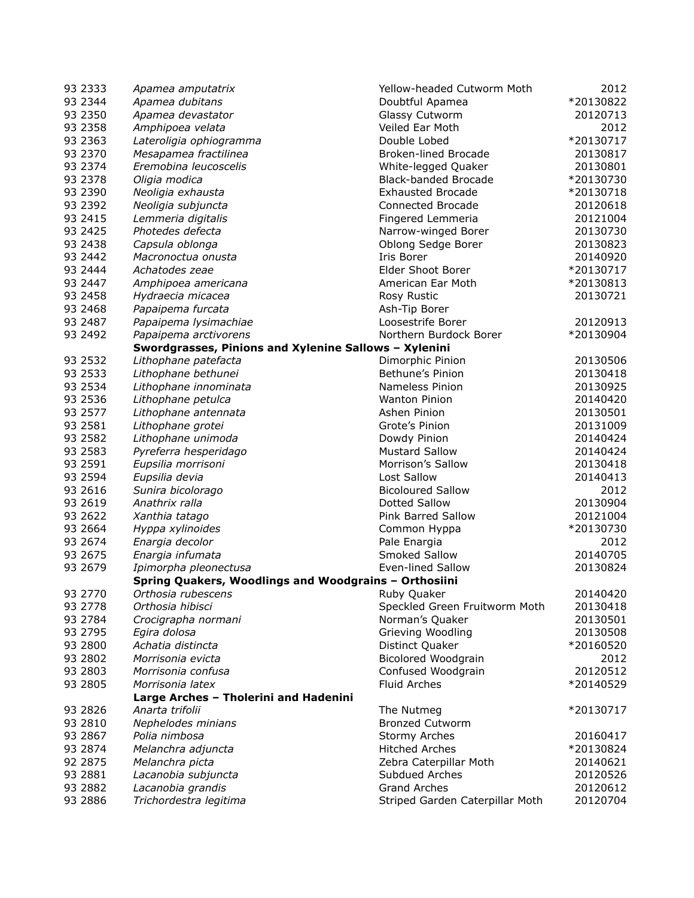| | | | |
|---|---|---|---|
| 93 2333 | *Apamea amputatrix* | Yellow-headed Cutworm Moth | 2012 |
| 93 2344 | *Apamea dubitans* | Doubtful Apamea | *20130822 |
| 93 2350 | *Apamea devastator* | Glassy Cutworm | 20120713 |
| 93 2358 | *Amphipoea velata* | Veiled Ear Moth | 2012 |
| 93 2363 | *Lateroligia ophiogramma* | Double Lobed | *20130717 |
| 93 2370 | *Mesapamea fractilinea* | Broken-lined Brocade | 20130817 |
| 93 2374 | *Eremobina leucoscelis* | White-legged Quaker | 20130801 |
| 93 2378 | *Oligia modica* | Black-banded Brocade | *20130730 |
| 93 2390 | *Neoligia exhausta* | Exhausted Brocade | *20130718 |
| 93 2392 | *Neoligia subjuncta* | Connected Brocade | 20120618 |
| 93 2415 | *Lemmeria digitalis* | Fingered Lemmeria | 20121004 |
| 93 2425 | *Photedes defecta* | Narrow-winged Borer | 20130730 |
| 93 2438 | *Capsula oblonga* | Oblong Sedge Borer | 20130823 |
| 93 2442 | *Macronoctua onusta* | Iris Borer | 20140920 |
| 93 2444 | *Achatodes zeae* | Elder Shoot Borer | *20130717 |
| 93 2447 | *Amphipoea americana* | American Ear Moth | *20130813 |
| 93 2458 | *Hydraecia micacea* | Rosy Rustic | 20130721 |
| 93 2468 | *Papaipema furcata* | Ash-Tip Borer | |
| 93 2487 | *Papaipema lysimachiae* | Loosestrife Borer | 20120913 |
| 93 2492 | *Papaipema arctivorens* | Northern Burdock Borer | *20130904 |
| | **Swordgrasses, Pinions and Xylenine Sallows – Xylenini** | | |
| 93 2532 | *Lithophane patefacta* | Dimorphic Pinion | 20130506 |
| 93 2533 | *Lithophane bethunei* | Bethune's Pinion | 20130418 |
| 93 2534 | *Lithophane innominata* | Nameless Pinion | 20130925 |
| 93 2536 | *Lithophane petulca* | Wanton Pinion | 20140420 |
| 93 2577 | *Lithophane antennata* | Ashen Pinion | 20130501 |
| 93 2581 | *Lithophane grotei* | Grote's Pinion | 20131009 |
| 93 2582 | *Lithophane unimoda* | Dowdy Pinion | 20140424 |
| 93 2583 | *Pyreferra hesperidago* | Mustard Sallow | 20140424 |
| 93 2591 | *Eupsilia morrisoni* | Morrison's Sallow | 20130418 |
| 93 2594 | *Eupsilia devia* | Lost Sallow | 20140413 |
| 93 2616 | *Sunira bicolorago* | Bicoloured Sallow | 2012 |
| 93 2619 | *Anathrix ralla* | Dotted Sallow | 20130904 |
| 93 2622 | *Xanthia tatago* | Pink Barred Sallow | 20121004 |
| 93 2664 | *Hyppa xylinoides* | Common Hyppa | *20130730 |
| 93 2674 | *Enargia decolor* | Pale Enargia | 2012 |
| 93 2675 | *Enargia infumata* | Smoked Sallow | 20140705 |
| 93 2679 | *Ipimorpha pleonectusa* | Even-lined Sallow | 20130824 |
| | **Spring Quakers, Woodlings and Woodgrains – Orthosiini** | | |
| 93 2770 | *Orthosia rubescens* | Ruby Quaker | 20140420 |
| 93 2778 | *Orthosia hibisci* | Speckled Green Fruitworm Moth | 20130418 |
| 93 2784 | *Crocigrapha normani* | Norman's Quaker | 20130501 |
| 93 2795 | *Egira dolosa* | Grieving Woodling | 20130508 |
| 93 2800 | *Achatia distincta* | Distinct Quaker | *20160520 |
| 93 2802 | *Morrisonia evicta* | Bicolored Woodgrain | 2012 |
| 93 2803 | *Morrisonia confusa* | Confused Woodgrain | 20120512 |
| 93 2805 | *Morrisonia latex* | Fluid Arches | *20140529 |
| | **Large Arches – Tholerini and Hadenini** | | |
| 93 2826 | *Anarta trifolii* | The Nutmeg | *20130717 |
| 93 2810 | *Nephelodes minians* | Bronzed Cutworm | |
| 93 2867 | *Polia nimbosa* | Stormy Arches | 20160417 |
| 93 2874 | *Melanchra adjuncta* | Hitched Arches | *20130824 |
| 92 2875 | *Melanchra picta* | Zebra Caterpillar Moth | 20140621 |
| 93 2881 | *Lacanobia subjuncta* | Subdued Arches | 20120526 |
| 93 2882 | *Lacanobia grandis* | Grand Arches | 20120612 |
| 93 2886 | *Trichordestra legitima* | Striped Garden Caterpillar Moth | 20120704 |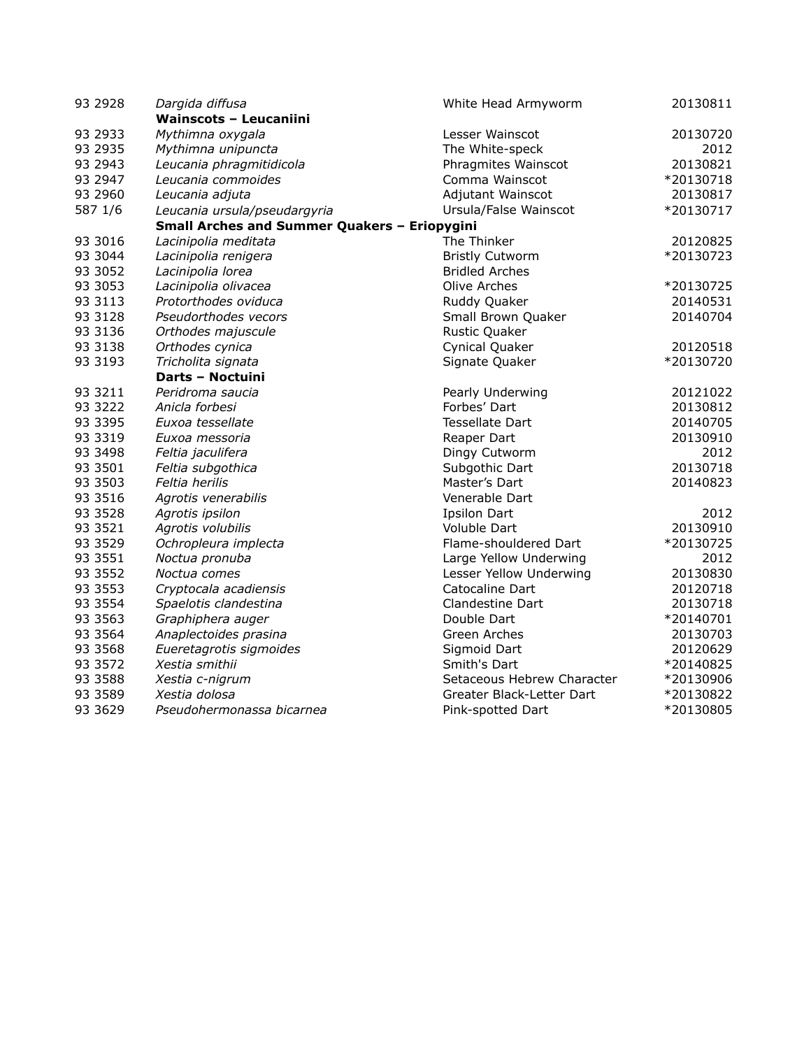| | | | |
|---|---|---|---|
| 93 2928 | *Dargida diffusa* | White Head Armyworm | 20130811 |
| | **Wainscots – Leucaniini** | | |
| 93 2933 | *Mythimna oxygala* | Lesser Wainscot | 20130720 |
| 93 2935 | *Mythimna unipuncta* | The White-speck | 2012 |
| 93 2943 | *Leucania phragmitidicola* | Phragmites Wainscot | 20130821 |
| 93 2947 | *Leucania commoides* | Comma Wainscot | *20130718 |
| 93 2960 | *Leucania adjuta* | Adjutant Wainscot | 20130817 |
| 587 1/6 | *Leucania ursula/pseudargyria* | Ursula/False Wainscot | *20130717 |
| | **Small Arches and Summer Quakers – Eriopygini** | | |
| 93 3016 | *Lacinipolia meditata* | The Thinker | 20120825 |
| 93 3044 | *Lacinipolia renigera* | Bristly Cutworm | *20130723 |
| 93 3052 | *Lacinipolia lorea* | Bridled Arches | |
| 93 3053 | *Lacinipolia olivacea* | Olive Arches | *20130725 |
| 93 3113 | *Protorthodes oviduca* | Ruddy Quaker | 20140531 |
| 93 3128 | *Pseudorthodes vecors* | Small Brown Quaker | 20140704 |
| 93 3136 | *Orthodes majuscule* | Rustic Quaker | |
| 93 3138 | *Orthodes cynica* | Cynical Quaker | 20120518 |
| 93 3193 | *Tricholita signata* | Signate Quaker | *20130720 |
| | **Darts – Noctuini** | | |
| 93 3211 | *Peridroma saucia* | Pearly Underwing | 20121022 |
| 93 3222 | *Anicla forbesi* | Forbes' Dart | 20130812 |
| 93 3395 | *Euxoa tessellate* | Tessellate Dart | 20140705 |
| 93 3319 | *Euxoa messoria* | Reaper Dart | 20130910 |
| 93 3498 | *Feltia jaculifera* | Dingy Cutworm | 2012 |
| 93 3501 | *Feltia subgothica* | Subgothic Dart | 20130718 |
| 93 3503 | *Feltia herilis* | Master's Dart | 20140823 |
| 93 3516 | *Agrotis venerabilis* | Venerable Dart | |
| 93 3528 | *Agrotis ipsilon* | Ipsilon Dart | 2012 |
| 93 3521 | *Agrotis volubilis* | Voluble Dart | 20130910 |
| 93 3529 | *Ochropleura implecta* | Flame-shouldered Dart | *20130725 |
| 93 3551 | *Noctua pronuba* | Large Yellow Underwing | 2012 |
| 93 3552 | *Noctua comes* | Lesser Yellow Underwing | 20130830 |
| 93 3553 | *Cryptocala acadiensis* | Catocaline Dart | 20120718 |
| 93 3554 | *Spaelotis clandestina* | Clandestine Dart | 20130718 |
| 93 3563 | *Graphiphera auger* | Double Dart | *20140701 |
| 93 3564 | *Anaplectoides prasina* | Green Arches | 20130703 |
| 93 3568 | *Eueretagrotis sigmoides* | Sigmoid Dart | 20120629 |
| 93 3572 | *Xestia smithii* | Smith's Dart | *20140825 |
| 93 3588 | *Xestia c-nigrum* | Setaceous Hebrew Character | *20130906 |
| 93 3589 | *Xestia dolosa* | Greater Black-Letter Dart | *20130822 |
| 93 3629 | *Pseudohermonassa bicarnea* | Pink-spotted Dart | *20130805 |